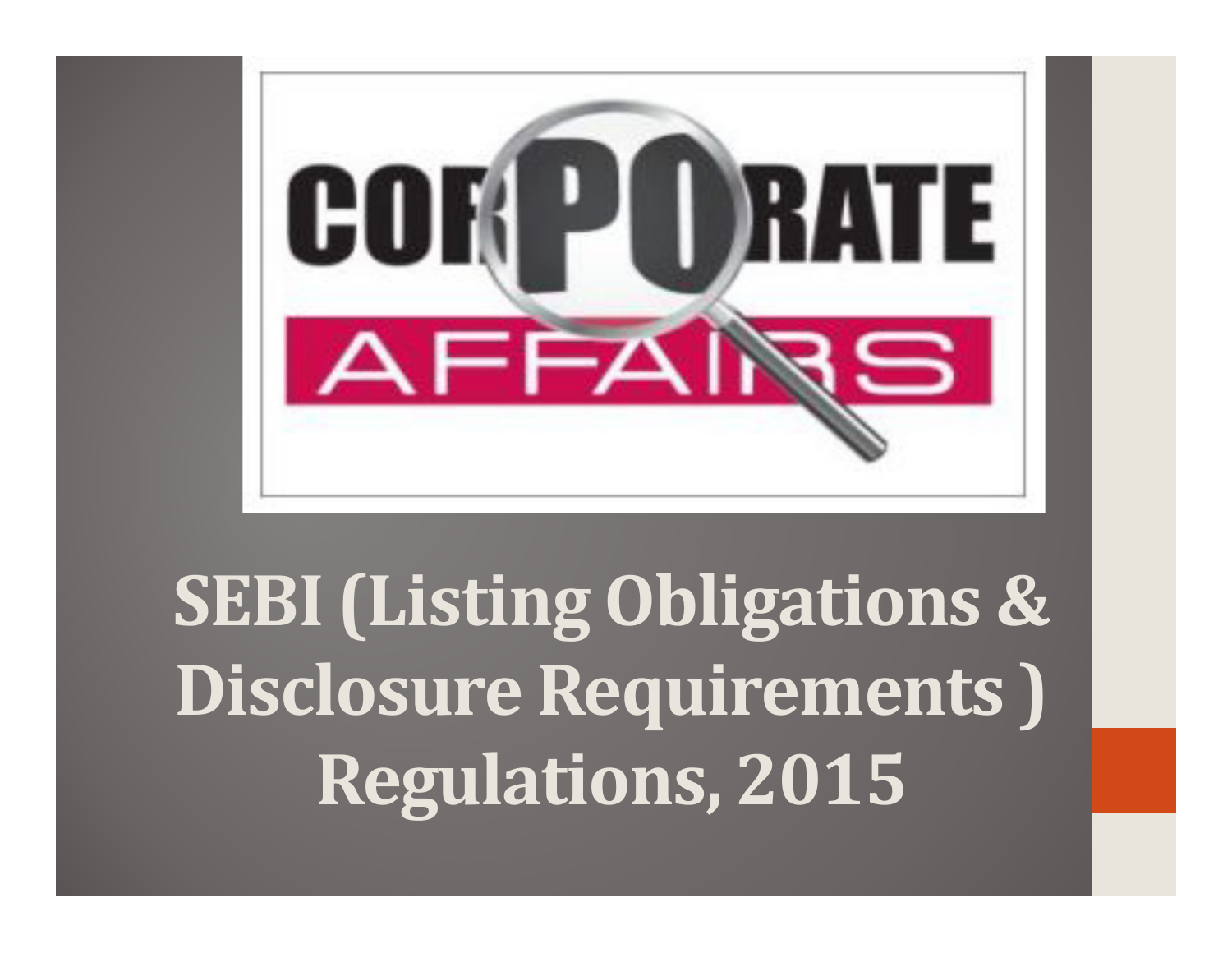# SEBI (Listing Obligations & Disclosure Requirements ) Regulations, 2015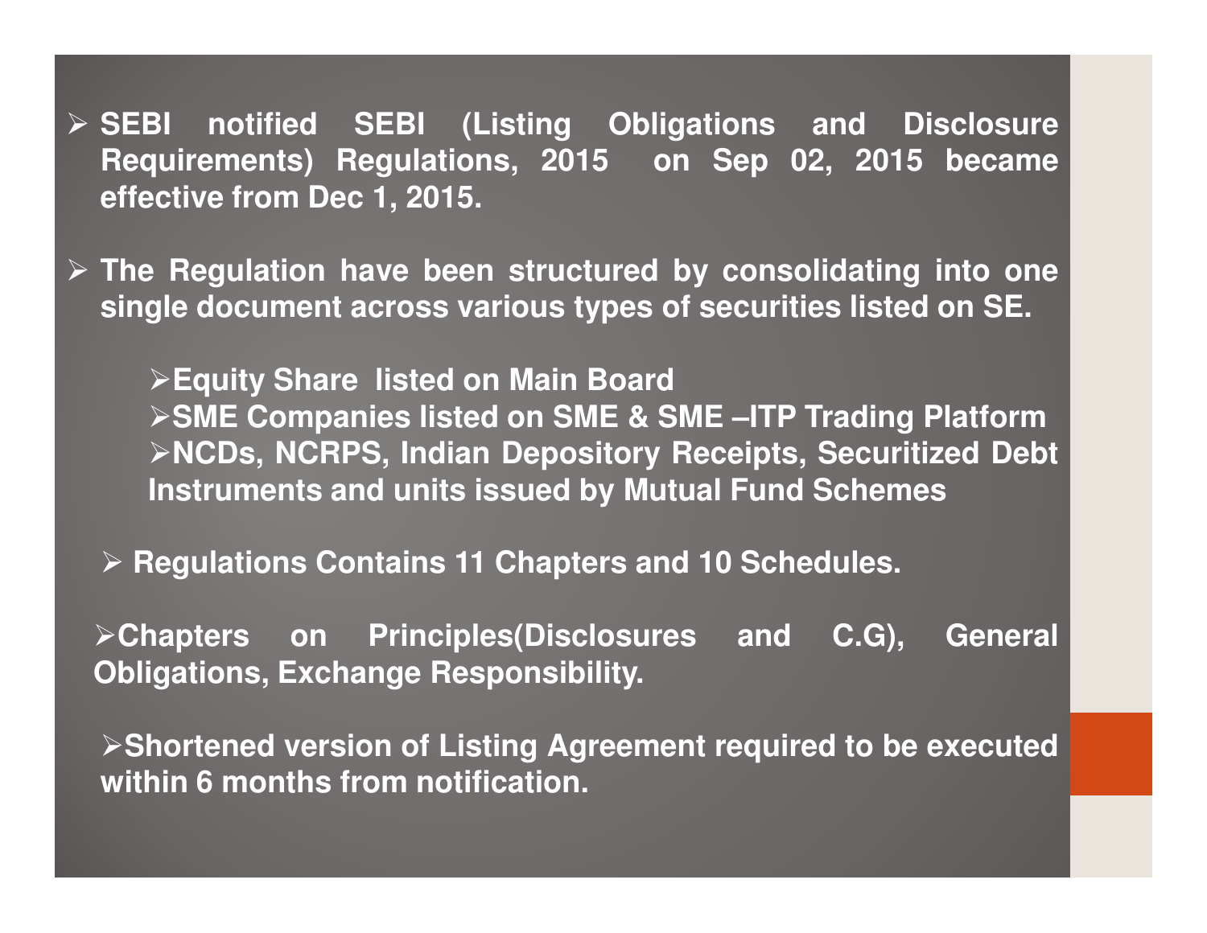- **SEBI notified SEBI (Listing Obligations and Disclosure Requirements) Regulations, 2015 on Sep 02, 2015 became effective from Dec 1, 2015.**

- **The Regulation have been structured by consolidating into one single document across various types of securities listed on SE.**

  - **Equity Share listed on Main Board**
  - **SME Companies listed on SME & SME –ITP Trading Platform**
  - **NCDs, NCRPS, Indian Depository Receipts, Securitized Debt Instruments and units issued by Mutual Fund Schemes**

- **Regulations Contains 11 Chapters and 10 Schedules.**

- **Chapters on Principles(Disclosures and C.G), General Obligations, Exchange Responsibility.**

- **Shortened version of Listing Agreement required to be executed within 6 months from notification.**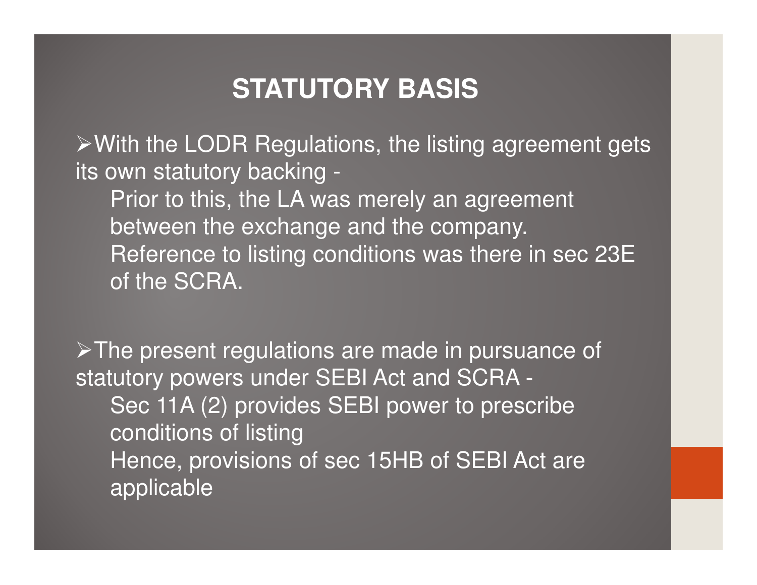# STATUTORY BASIS

- With the LODR Regulations, the listing agreement gets its own statutory backing -
  - Prior to this, the LA was merely an agreement between the exchange and the company.
  - Reference to listing conditions was there in sec 23E of the SCRA.

- The present regulations are made in pursuance of statutory powers under SEBI Act and SCRA -
  - Sec 11A (2) provides SEBI power to prescribe conditions of listing
  - Hence, provisions of sec 15HB of SEBI Act are applicable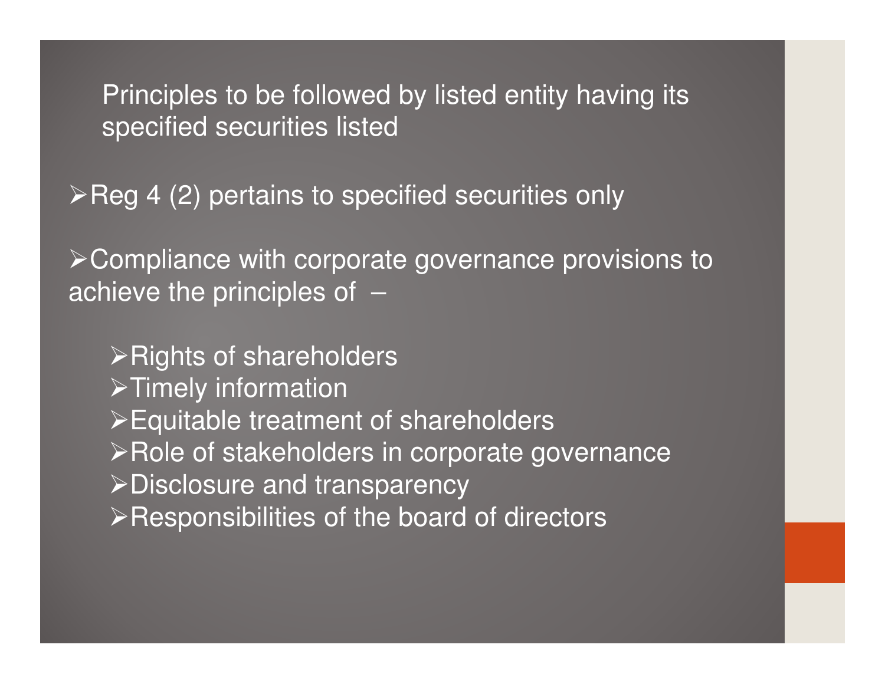Principles to be followed by listed entity having its specified securities listed

- Reg 4 (2) pertains to specified securities only
- Compliance with corporate governance provisions to achieve the principles of –
  - Rights of shareholders
  - Timely information
  - Equitable treatment of shareholders
  - Role of stakeholders in corporate governance
  - Disclosure and transparency
  - Responsibilities of the board of directors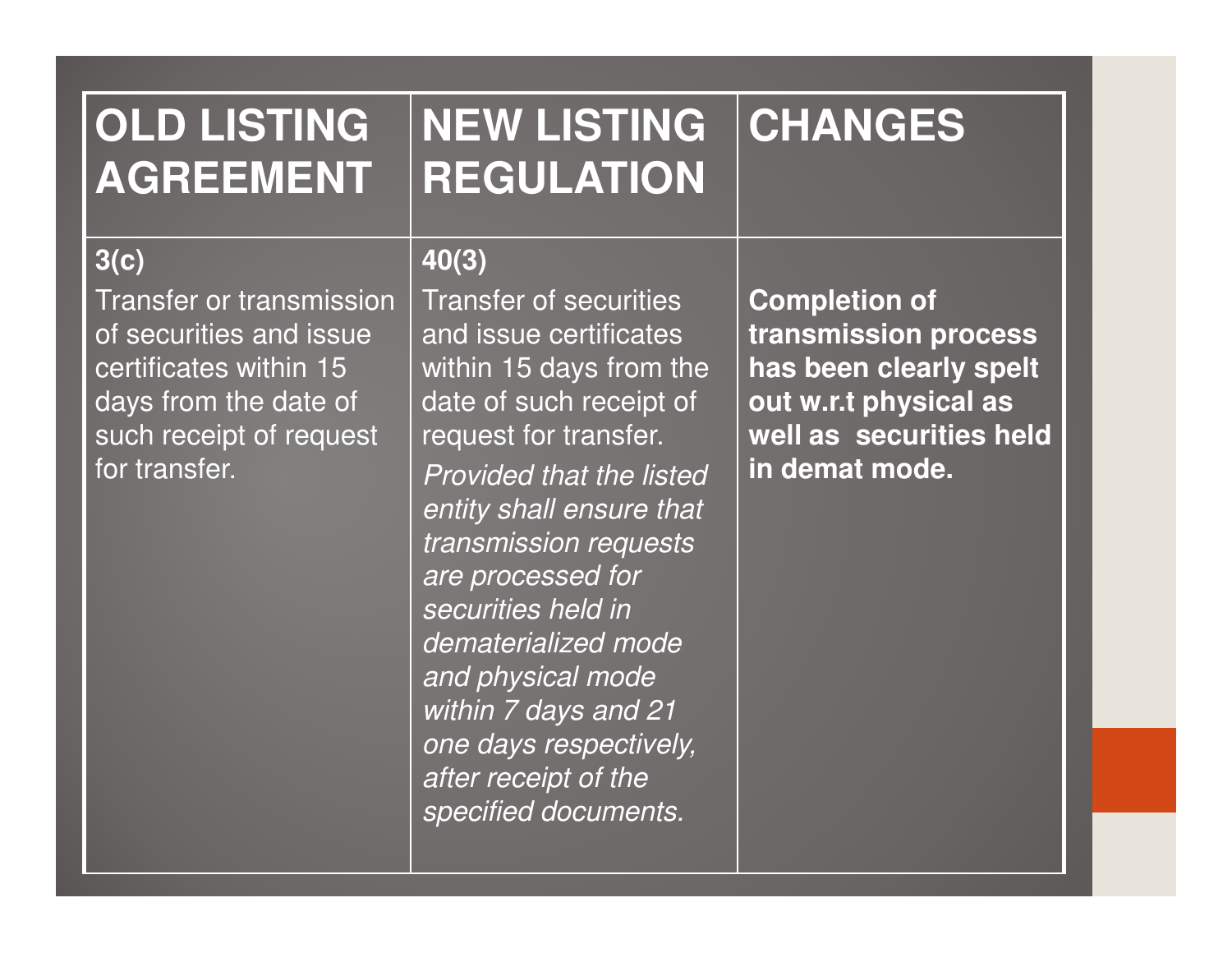| OLD LISTING AGREEMENT | NEW LISTING REGULATION | CHANGES |
|---|---|---|
| **3(c)**<br>Transfer or transmission of securities and issue certificates within 15 days from the date of such receipt of request for transfer. | **40(3)**<br>Transfer of securities and issue certificates within 15 days from the date of such receipt of request for transfer.<br>*Provided that the listed entity shall ensure that transmission requests are processed for securities held in dematerialized mode and physical mode within 7 days and 21 one days respectively, after receipt of the specified documents.* | **Completion of transmission process has been clearly spelt out w.r.t physical as well as securities held in demat mode.** |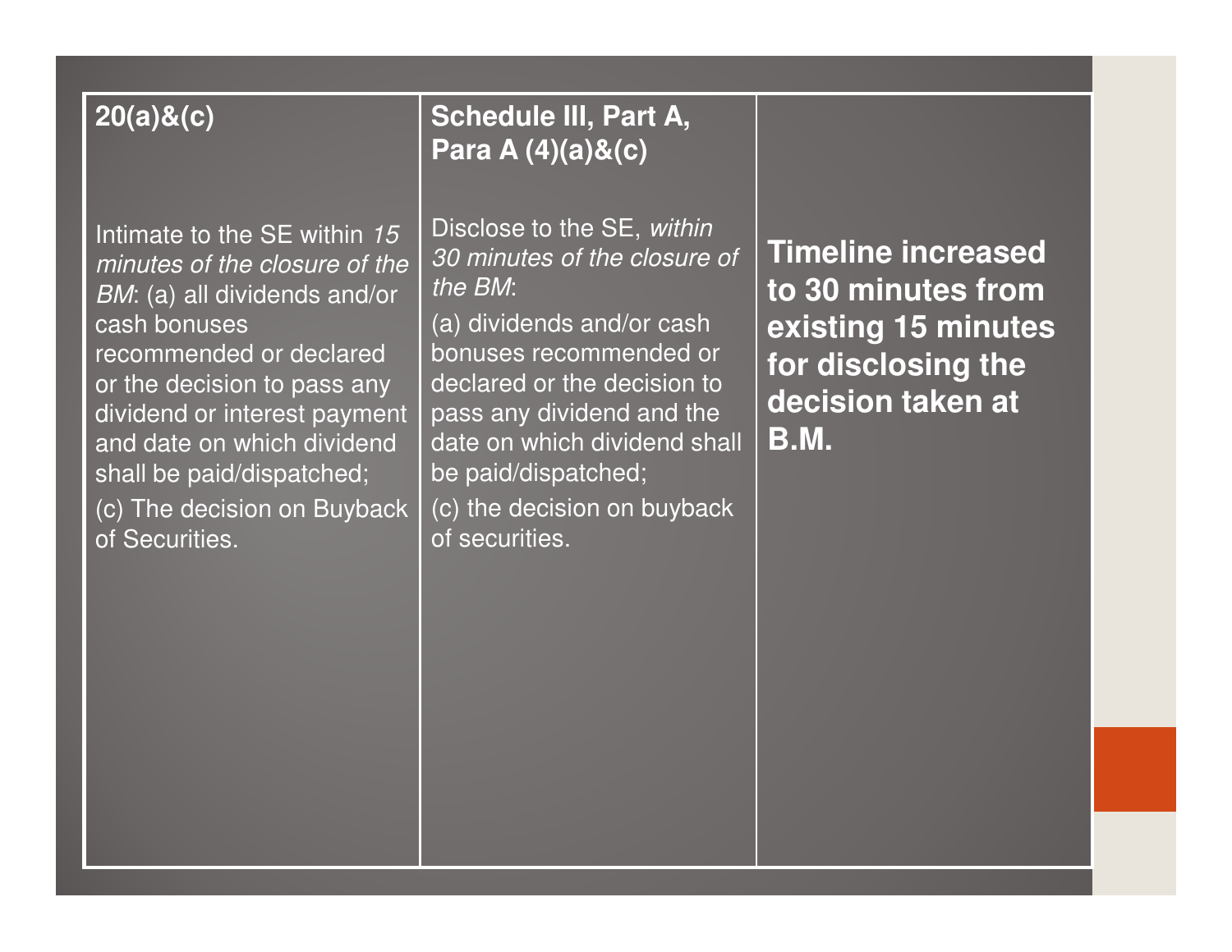| 20(a)&(c) | Schedule III, Part A, Para A (4)(a)&(c) | |
|---|---|---|
| Intimate to the SE within *15 minutes of the closure of the BM*: (a) all dividends and/or cash bonuses recommended or declared or the decision to pass any dividend or interest payment and date on which dividend shall be paid/dispatched;<br>(c) The decision on Buyback of Securities. | Disclose to the SE, *within 30 minutes of the closure of the BM*:<br>(a) dividends and/or cash bonuses recommended or declared or the decision to pass any dividend and the date on which dividend shall be paid/dispatched;<br>(c) the decision on buyback of securities. | **Timeline increased to 30 minutes from existing 15 minutes for disclosing the decision taken at B.M.** |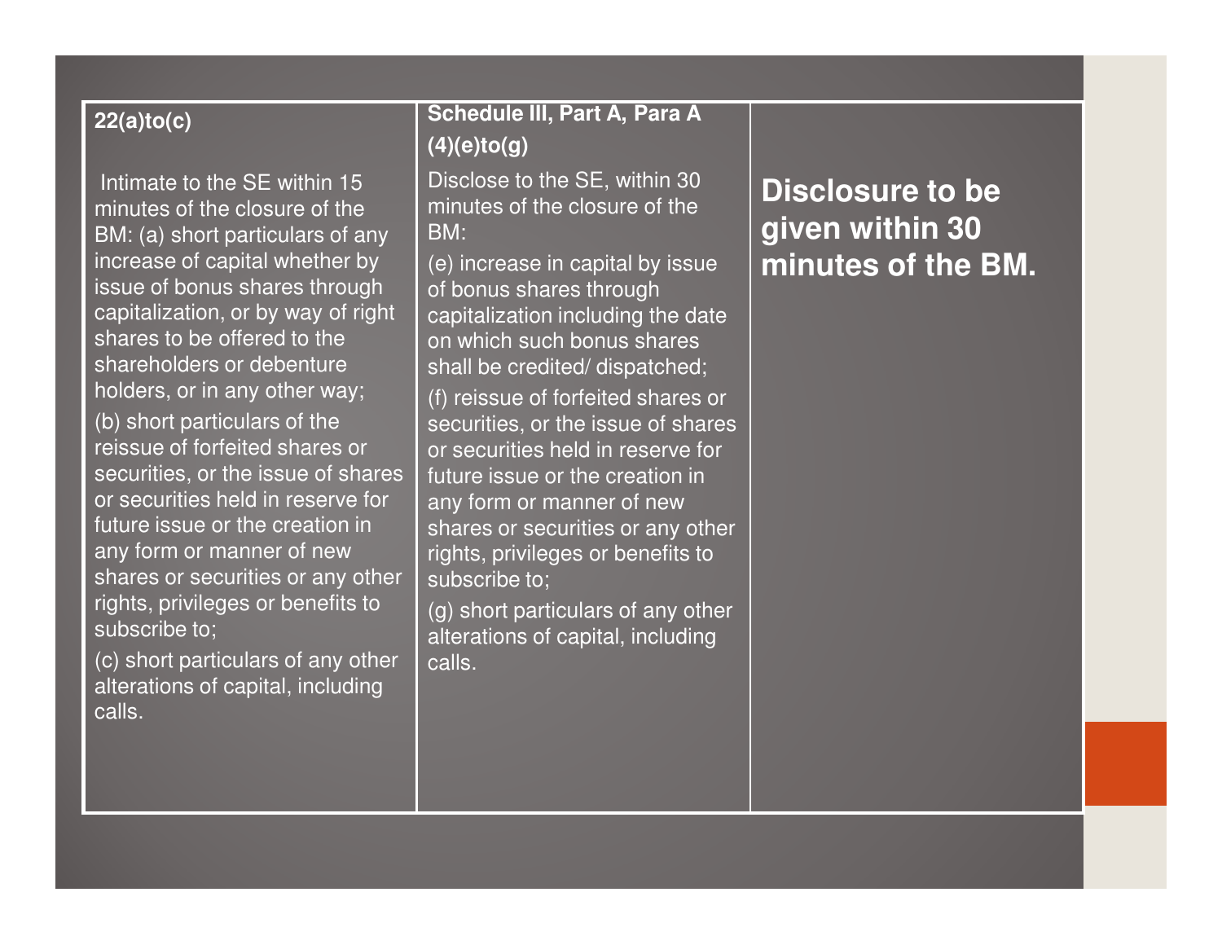| 22(a)to(c) | Schedule III, Part A, Para A (4)(e)to(g) | |
|---|---|---|
| Intimate to the SE within 15 minutes of the closure of the BM: (a) short particulars of any increase of capital whether by issue of bonus shares through capitalization, or by way of right shares to be offered to the shareholders or debenture holders, or in any other way; (b) short particulars of the reissue of forfeited shares or securities, or the issue of shares or securities held in reserve for future issue or the creation in any form or manner of new shares or securities or any other rights, privileges or benefits to subscribe to; (c) short particulars of any other alterations of capital, including calls. | Disclose to the SE, within 30 minutes of the closure of the BM: (e) increase in capital by issue of bonus shares through capitalization including the date on which such bonus shares shall be credited/ dispatched; (f) reissue of forfeited shares or securities, or the issue of shares or securities held in reserve for future issue or the creation in any form or manner of new shares or securities or any other rights, privileges or benefits to subscribe to; (g) short particulars of any other alterations of capital, including calls. | **Disclosure to be given within 30 minutes of the BM.** |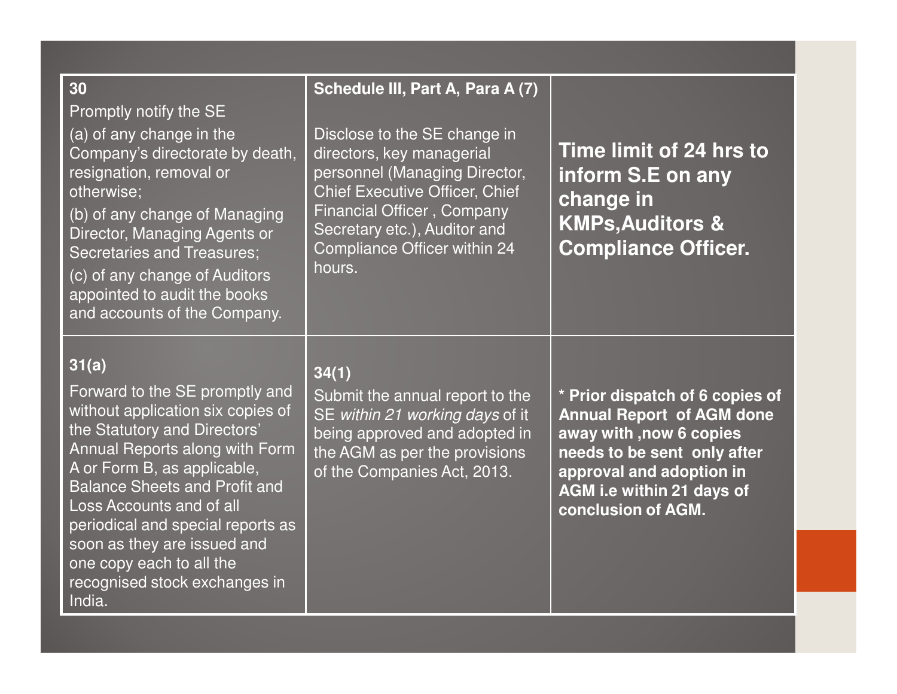| | | |
|---|---|---|
| **30**<br>Promptly notify the SE<br>(a) of any change in the Company's directorate by death, resignation, removal or otherwise;<br>(b) of any change of Managing Director, Managing Agents or Secretaries and Treasures;<br>(c) of any change of Auditors appointed to audit the books and accounts of the Company. | **Schedule III, Part A, Para A (7)**<br><br>Disclose to the SE change in directors, key managerial personnel (Managing Director, Chief Executive Officer, Chief Financial Officer , Company Secretary etc.), Auditor and Compliance Officer within 24 hours. | **Time limit of 24 hrs to inform S.E on any change in KMPs,Auditors & Compliance Officer.** |
| **31(a)**<br>Forward to the SE promptly and without application six copies of the Statutory and Directors' Annual Reports along with Form A or Form B, as applicable, Balance Sheets and Profit and Loss Accounts and of all periodical and special reports as soon as they are issued and one copy each to all the recognised stock exchanges in India. | **34(1)**<br>Submit the annual report to the SE *within 21 working days* of it being approved and adopted in the AGM as per the provisions of the Companies Act, 2013. | **\* Prior dispatch of 6 copies of Annual Report of AGM done away with ,now 6 copies needs to be sent only after approval and adoption in AGM i.e within 21 days of conclusion of AGM.** |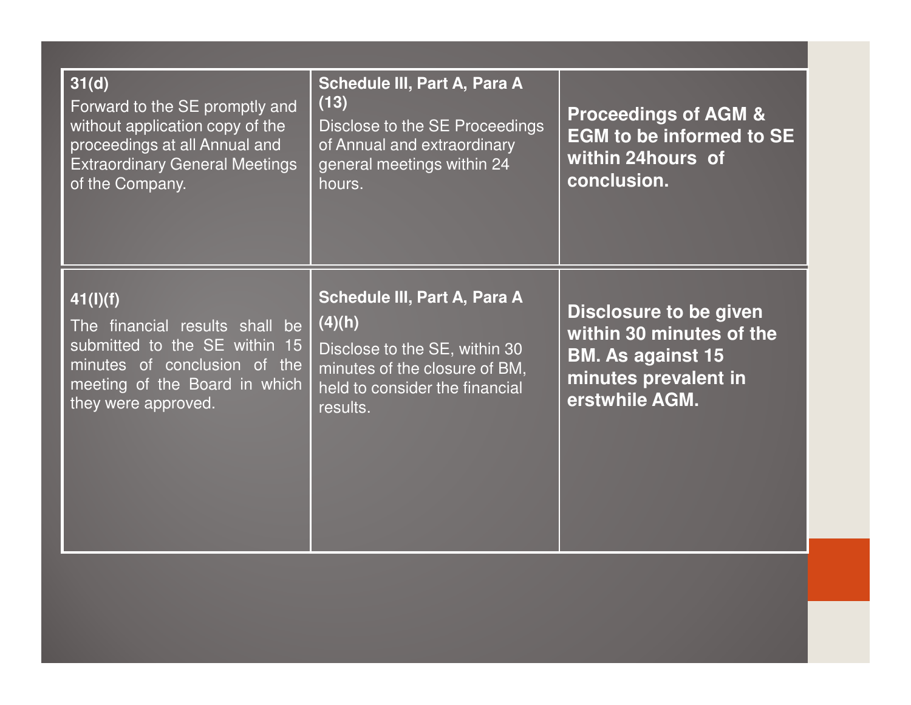| **31(d)** Forward to the SE promptly and without application copy of the proceedings at all Annual and Extraordinary General Meetings of the Company. | **Schedule III, Part A, Para A (13)** Disclose to the SE Proceedings of Annual and extraordinary general meetings within 24 hours. | **Proceedings of AGM & EGM to be informed to SE within 24hours of conclusion.** |
|---|---|---|
| **41(I)(f)** The financial results shall be submitted to the SE within 15 minutes of conclusion of the meeting of the Board in which they were approved. | **Schedule III, Part A, Para A (4)(h)** Disclose to the SE, within 30 minutes of the closure of BM, held to consider the financial results. | **Disclosure to be given within 30 minutes of the BM. As against 15 minutes prevalent in erstwhile AGM.** |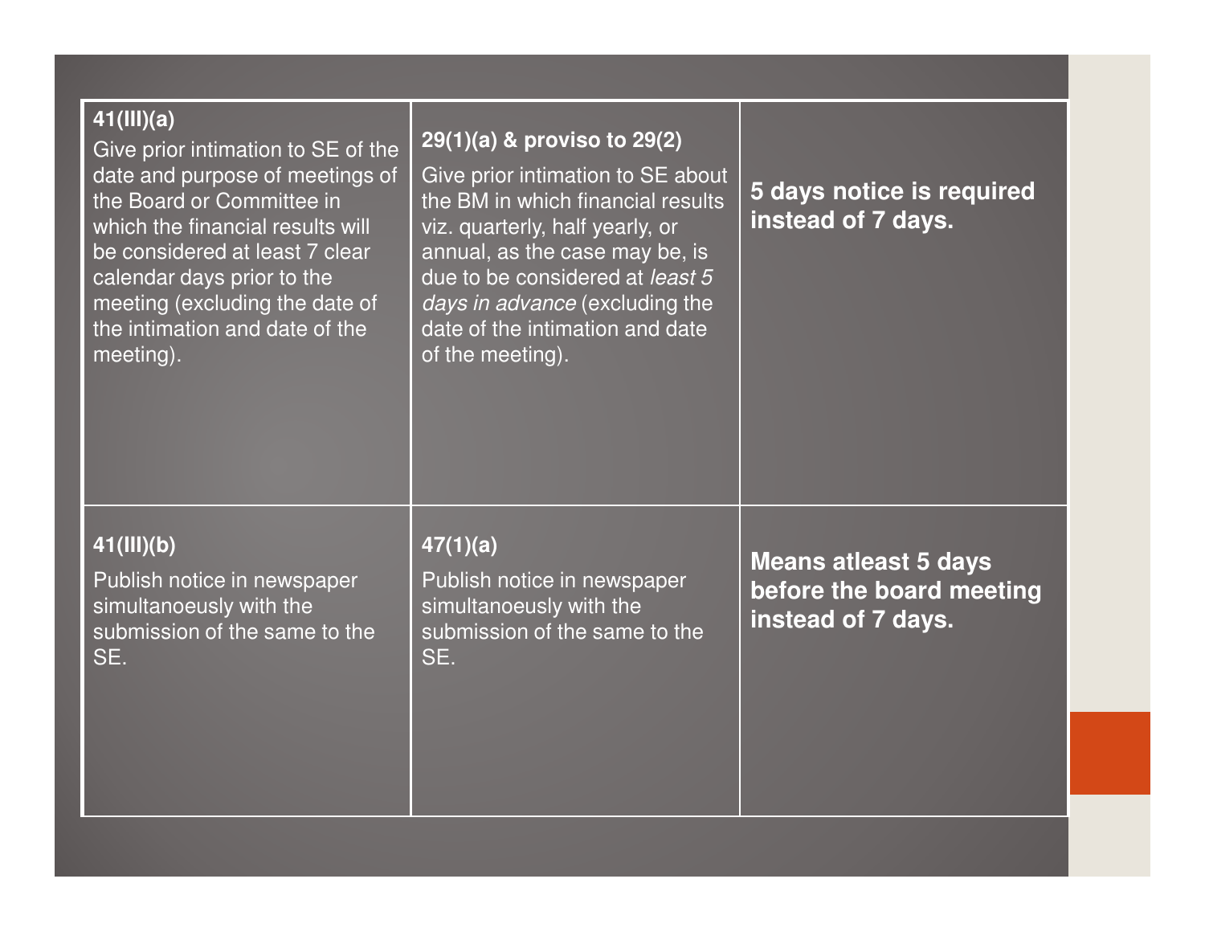| | | |
|---|---|---|
| **41(III)(a)** Give prior intimation to SE of the date and purpose of meetings of the Board or Committee in which the financial results will be considered at least 7 clear calendar days prior to the meeting (excluding the date of the intimation and date of the meeting). | **29(1)(a) & proviso to 29(2)** Give prior intimation to SE about the BM in which financial results viz. quarterly, half yearly, or annual, as the case may be, is due to be considered at *least 5 days in advance* (excluding the date of the intimation and date of the meeting). | **5 days notice is required instead of 7 days.** |
| **41(III)(b)** Publish notice in newspaper simultanoeusly with the submission of the same to the SE. | **47(1)(a)** Publish notice in newspaper simultanoeusly with the submission of the same to the SE. | **Means atleast 5 days before the board meeting instead of 7 days.** |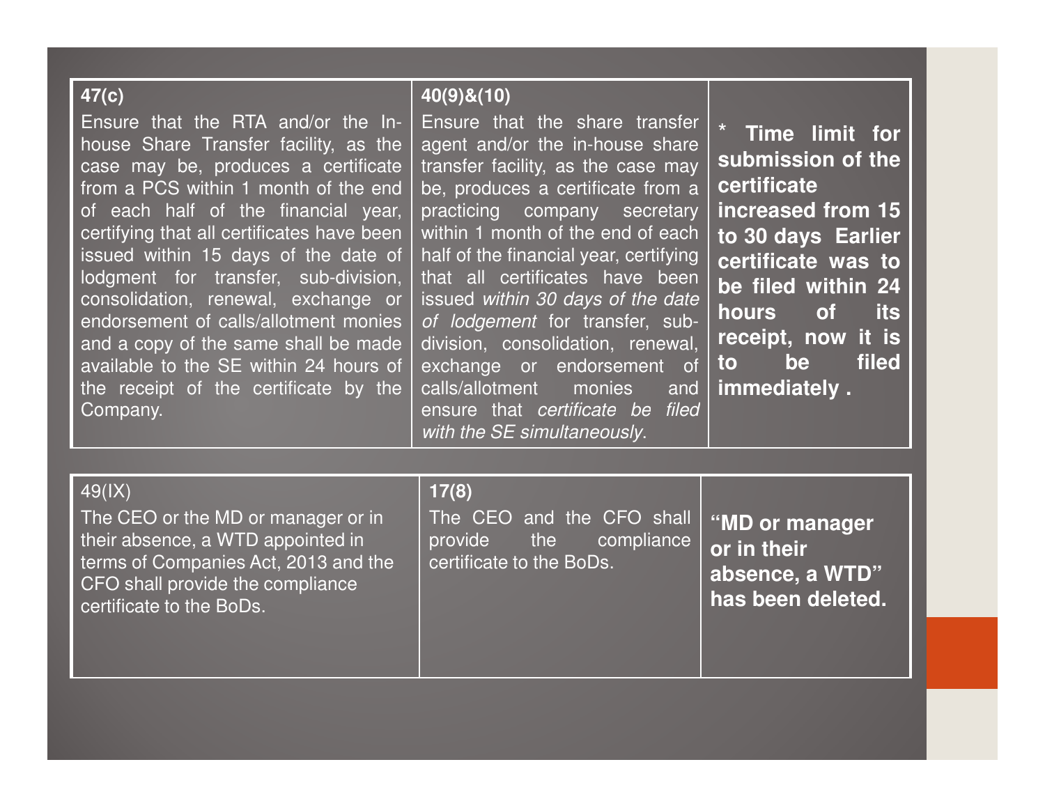| 47(c) | 40(9)&(10) | |
|---|---|---|
| Ensure that the RTA and/or the In-house Share Transfer facility, as the case may be, produces a certificate from a PCS within 1 month of the end of each half of the financial year, certifying that all certificates have been issued within 15 days of the date of lodgment for transfer, sub-division, consolidation, renewal, exchange or endorsement of calls/allotment monies and a copy of the same shall be made available to the SE within 24 hours of the receipt of the certificate by the Company. | Ensure that the share transfer agent and/or the in-house share transfer facility, as the case may be, produces a certificate from a practicing company secretary within 1 month of the end of each half of the financial year, certifying that all certificates have been issued *within 30 days of the date of lodgement* for transfer, sub-division, consolidation, renewal, exchange or endorsement of calls/allotment monies and ensure that *certificate be filed with the SE simultaneously*. | **\* Time limit for submission of the certificate increased from 15 to 30 days Earlier certificate was to be filed within 24 hours of its receipt, now it is to be filed immediately .** |

| 49(IX) | 17(8) | |
|---|---|---|
| The CEO or the MD or manager or in their absence, a WTD appointed in terms of Companies Act, 2013 and the CFO shall provide the compliance certificate to the BoDs. | The CEO and the CFO shall provide the compliance certificate to the BoDs. | **"MD or manager or in their absence, a WTD" has been deleted.** |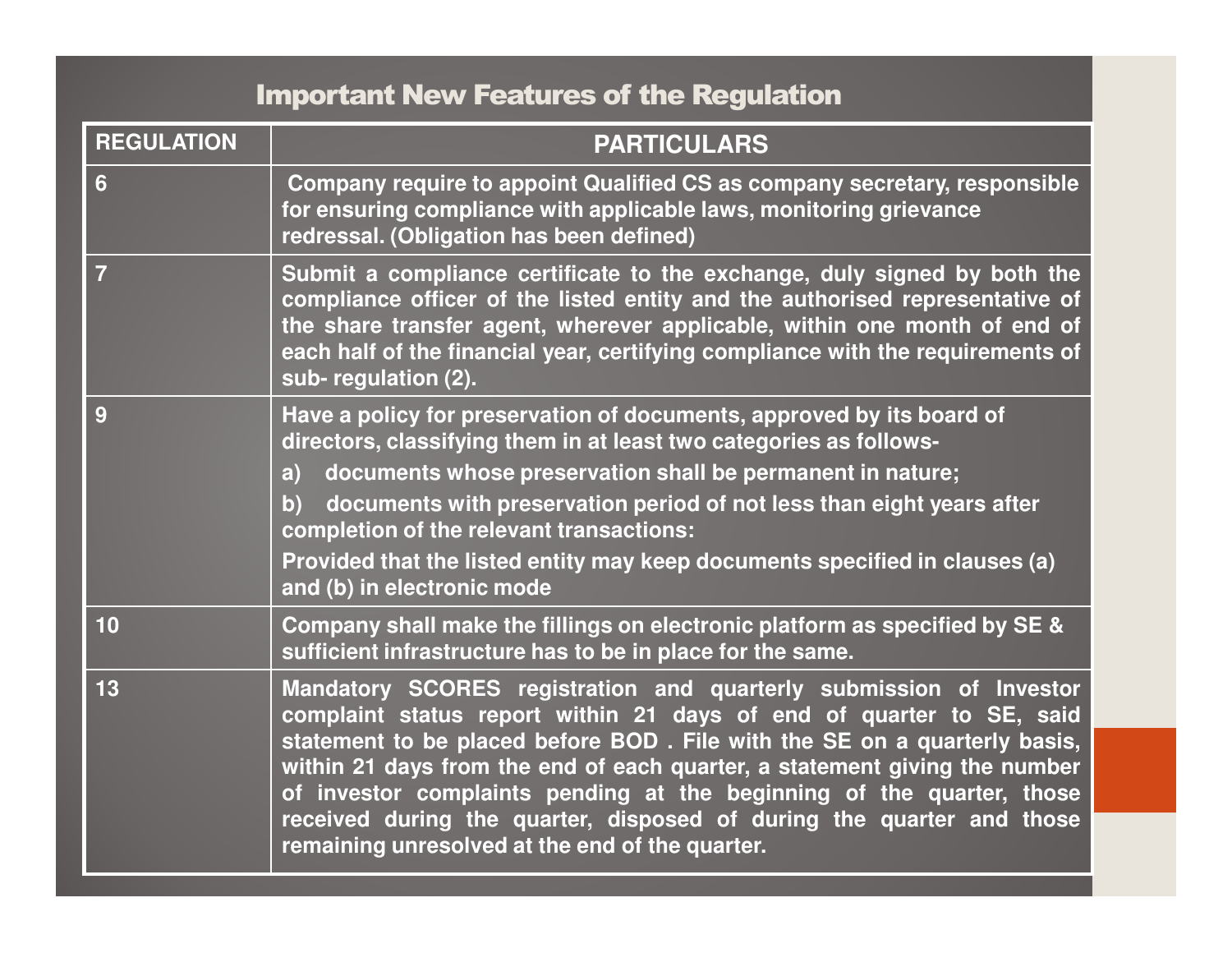# Important New Features of the Regulation

| REGULATION | PARTICULARS |
|---|---|
| 6 | Company require to appoint Qualified CS as company secretary, responsible for ensuring compliance with applicable laws, monitoring grievance redressal. (Obligation has been defined) |
| 7 | Submit a compliance certificate to the exchange, duly signed by both the compliance officer of the listed entity and the authorised representative of the share transfer agent, wherever applicable, within one month of end of each half of the financial year, certifying compliance with the requirements of sub- regulation (2). |
| 9 | Have a policy for preservation of documents, approved by its board of directors, classifying them in at least two categories as follows-<br>a) documents whose preservation shall be permanent in nature;<br>b) documents with preservation period of not less than eight years after completion of the relevant transactions:<br>Provided that the listed entity may keep documents specified in clauses (a) and (b) in electronic mode |
| 10 | Company shall make the fillings on electronic platform as specified by SE & sufficient infrastructure has to be in place for the same. |
| 13 | Mandatory SCORES registration and quarterly submission of Investor complaint status report within 21 days of end of quarter to SE, said statement to be placed before BOD . File with the SE on a quarterly basis, within 21 days from the end of each quarter, a statement giving the number of investor complaints pending at the beginning of the quarter, those received during the quarter, disposed of during the quarter and those remaining unresolved at the end of the quarter. |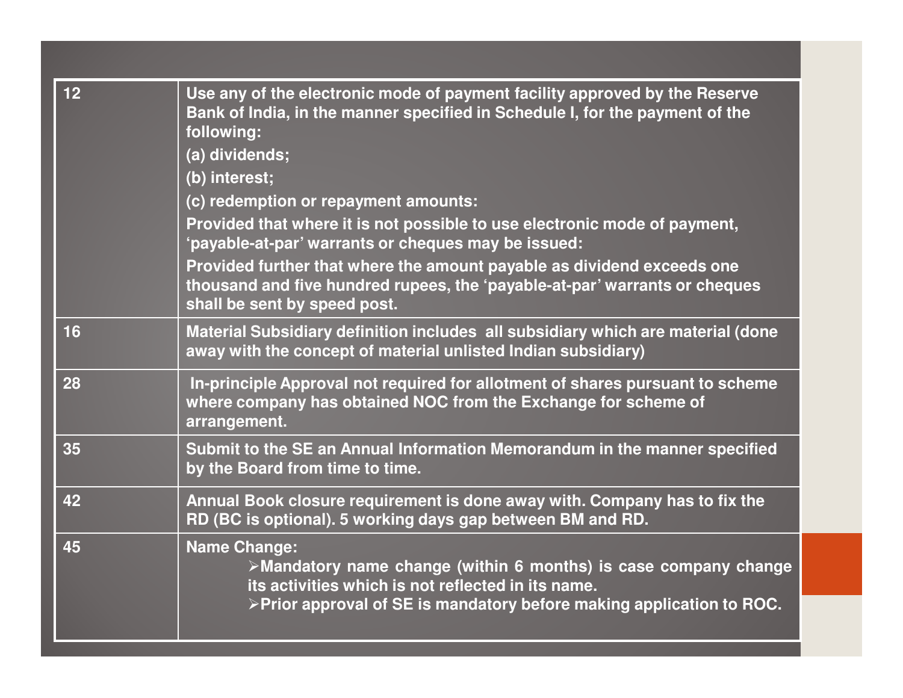| | |
|---|---|
| 12 | Use any of the electronic mode of payment facility approved by the Reserve Bank of India, in the manner specified in Schedule I, for the payment of the following:<br>(a) dividends;<br>(b) interest;<br>(c) redemption or repayment amounts:<br>Provided that where it is not possible to use electronic mode of payment, 'payable-at-par' warrants or cheques may be issued:<br>Provided further that where the amount payable as dividend exceeds one thousand and five hundred rupees, the 'payable-at-par' warrants or cheques shall be sent by speed post. |
| 16 | Material Subsidiary definition includes all subsidiary which are material (done away with the concept of material unlisted Indian subsidiary) |
| 28 | In-principle Approval not required for allotment of shares pursuant to scheme where company has obtained NOC from the Exchange for scheme of arrangement. |
| 35 | Submit to the SE an Annual Information Memorandum in the manner specified by the Board from time to time. |
| 42 | Annual Book closure requirement is done away with. Company has to fix the RD (BC is optional). 5 working days gap between BM and RD. |
| 45 | Name Change:<br>➢Mandatory name change (within 6 months) is case company change its activities which is not reflected in its name.<br>➢Prior approval of SE is mandatory before making application to ROC. |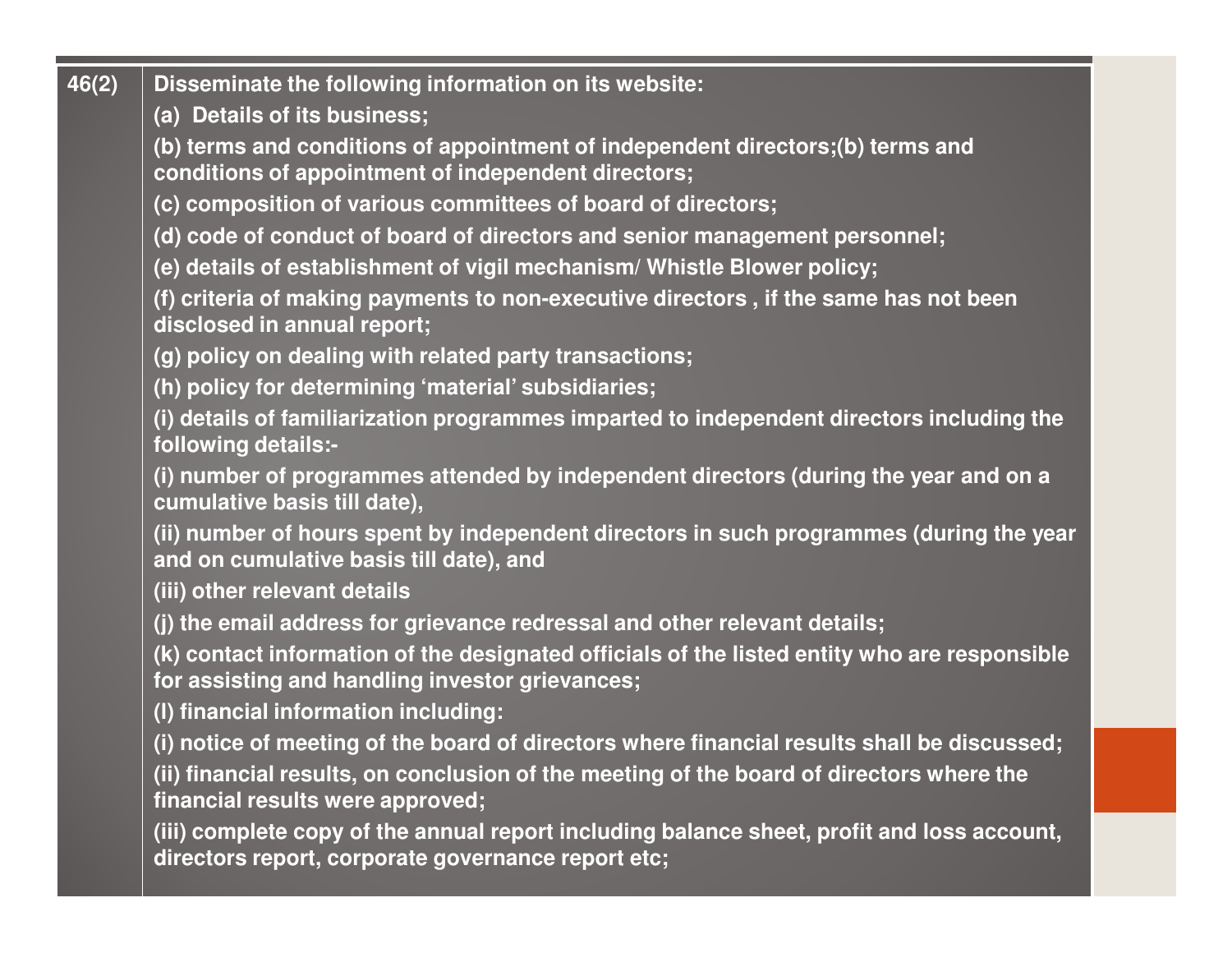| | |
|---|---|
| 46(2) | **Disseminate the following information on its website:** |
| | **(a) Details of its business;** |
| | **(b) terms and conditions of appointment of independent directors;(b) terms and conditions of appointment of independent directors;** |
| | **(c) composition of various committees of board of directors;** |
| | **(d) code of conduct of board of directors and senior management personnel;** |
| | **(e) details of establishment of vigil mechanism/ Whistle Blower policy;** |
| | **(f) criteria of making payments to non-executive directors , if the same has not been disclosed in annual report;** |
| | **(g) policy on dealing with related party transactions;** |
| | **(h) policy for determining 'material' subsidiaries;** |
| | **(i) details of familiarization programmes imparted to independent directors including the following details:-** |
| | **(i) number of programmes attended by independent directors (during the year and on a cumulative basis till date),** |
| | **(ii) number of hours spent by independent directors in such programmes (during the year and on cumulative basis till date), and** |
| | **(iii) other relevant details** |
| | **(j) the email address for grievance redressal and other relevant details;** |
| | **(k) contact information of the designated officials of the listed entity who are responsible for assisting and handling investor grievances;** |
| | **(l) financial information including:** |
| | **(i) notice of meeting of the board of directors where financial results shall be discussed;** |
| | **(ii) financial results, on conclusion of the meeting of the board of directors where the financial results were approved;** |
| | **(iii) complete copy of the annual report including balance sheet, profit and loss account, directors report, corporate governance report etc;** |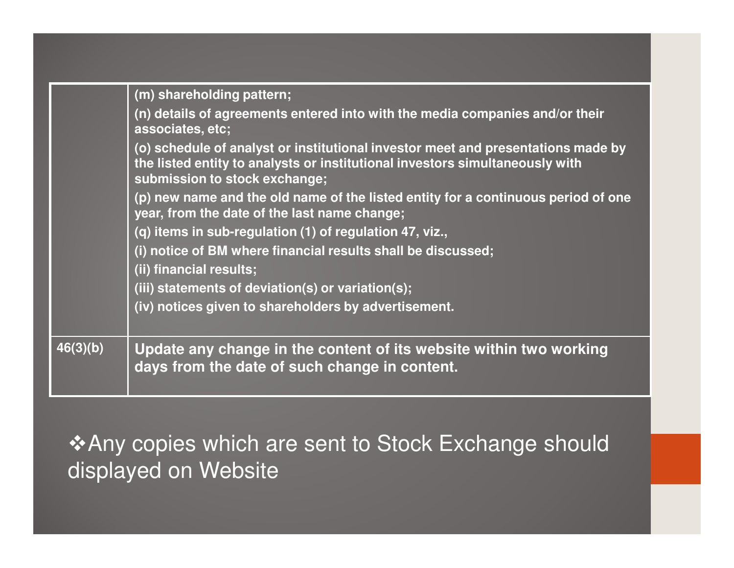| | |
|---|---|
| | (m) shareholding pattern;<br>(n) details of agreements entered into with the media companies and/or their associates, etc;<br>(o) schedule of analyst or institutional investor meet and presentations made by the listed entity to analysts or institutional investors simultaneously with submission to stock exchange;<br>(p) new name and the old name of the listed entity for a continuous period of one year, from the date of the last name change;<br>(q) items in sub-regulation (1) of regulation 47, viz.,<br>(i) notice of BM where financial results shall be discussed;<br>(ii) financial results;<br>(iii) statements of deviation(s) or variation(s);<br>(iv) notices given to shareholders by advertisement. |
| 46(3)(b) | Update any change in the content of its website within two working days from the date of such change in content. |

❖Any copies which are sent to Stock Exchange should displayed on Website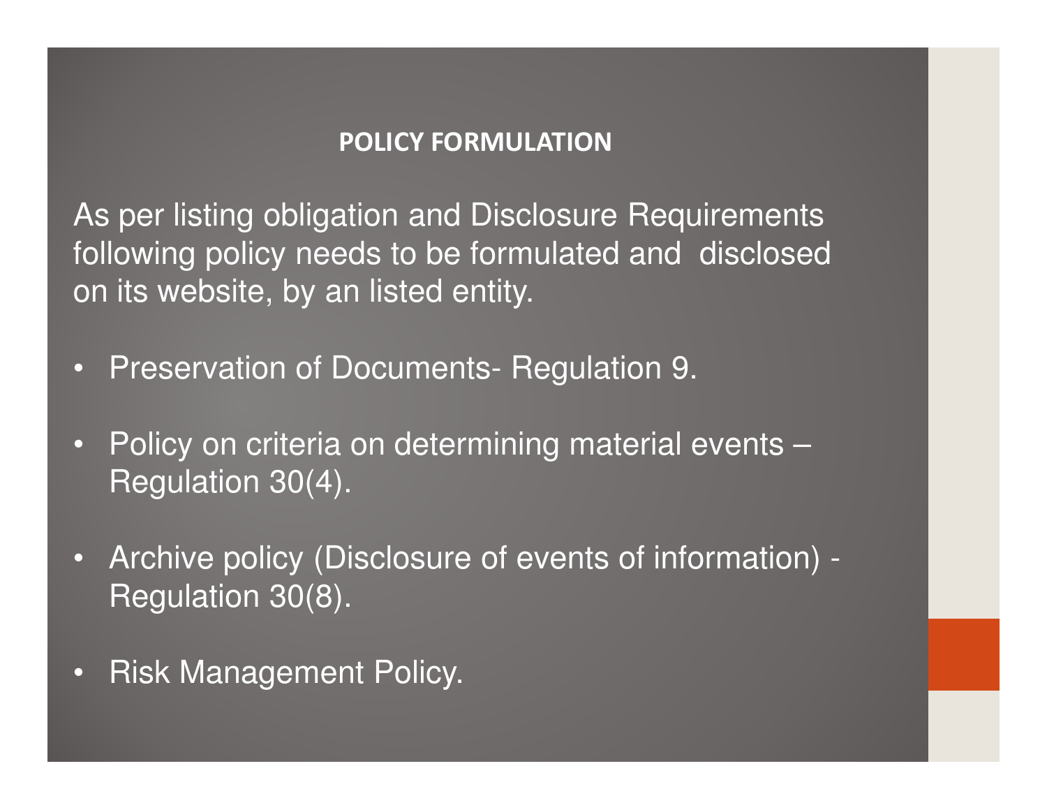## POLICY FORMULATION

As per listing obligation and Disclosure Requirements following policy needs to be formulated and disclosed on its website, by an listed entity.

- Preservation of Documents- Regulation 9.
- Policy on criteria on determining material events – Regulation 30(4).
- Archive policy (Disclosure of events of information) - Regulation 30(8).
- Risk Management Policy.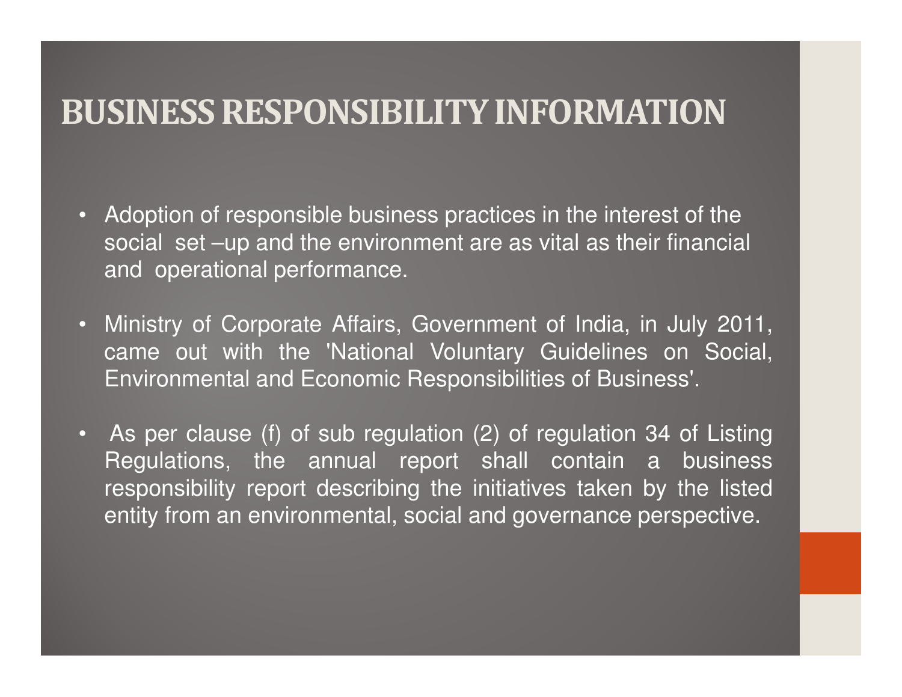# BUSINESS RESPONSIBILITY INFORMATION

- Adoption of responsible business practices in the interest of the social set –up and the environment are as vital as their financial and operational performance.
- Ministry of Corporate Affairs, Government of India, in July 2011, came out with the 'National Voluntary Guidelines on Social, Environmental and Economic Responsibilities of Business'.
- As per clause (f) of sub regulation (2) of regulation 34 of Listing Regulations, the annual report shall contain a business responsibility report describing the initiatives taken by the listed entity from an environmental, social and governance perspective.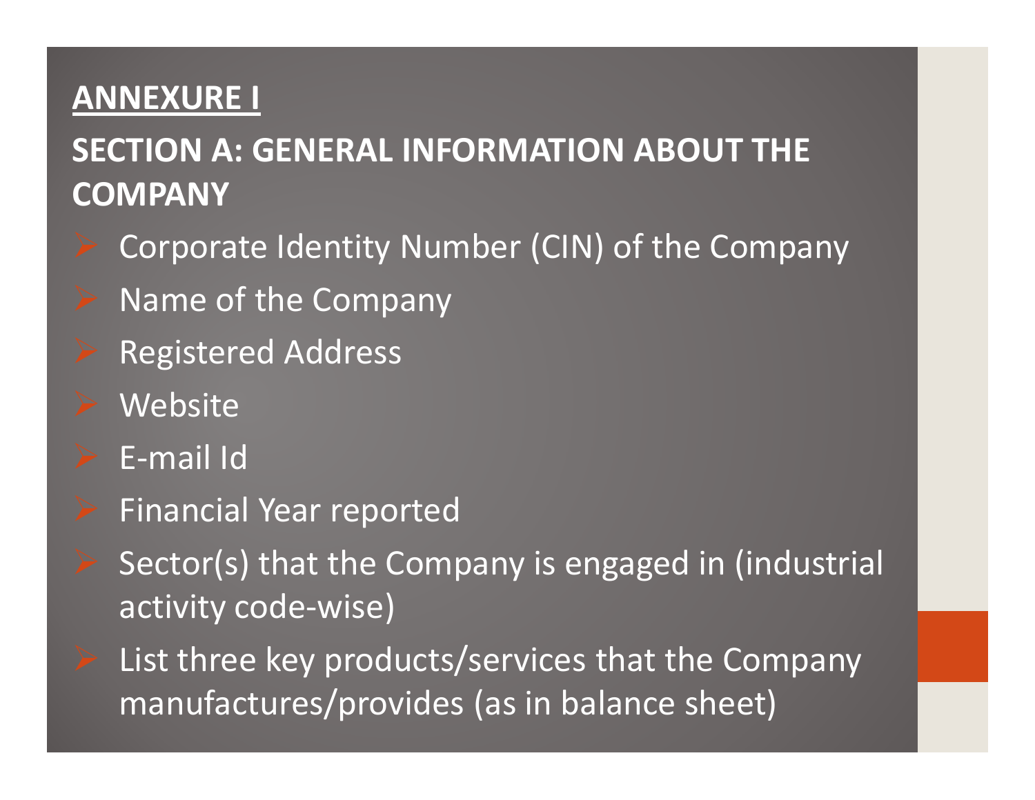**ANNEXURE I**

## SECTION A: GENERAL INFORMATION ABOUT THE COMPANY

- Corporate Identity Number (CIN) of the Company
- Name of the Company
- Registered Address
- Website
- E-mail Id
- Financial Year reported
- Sector(s) that the Company is engaged in (industrial activity code-wise)
- List three key products/services that the Company manufactures/provides (as in balance sheet)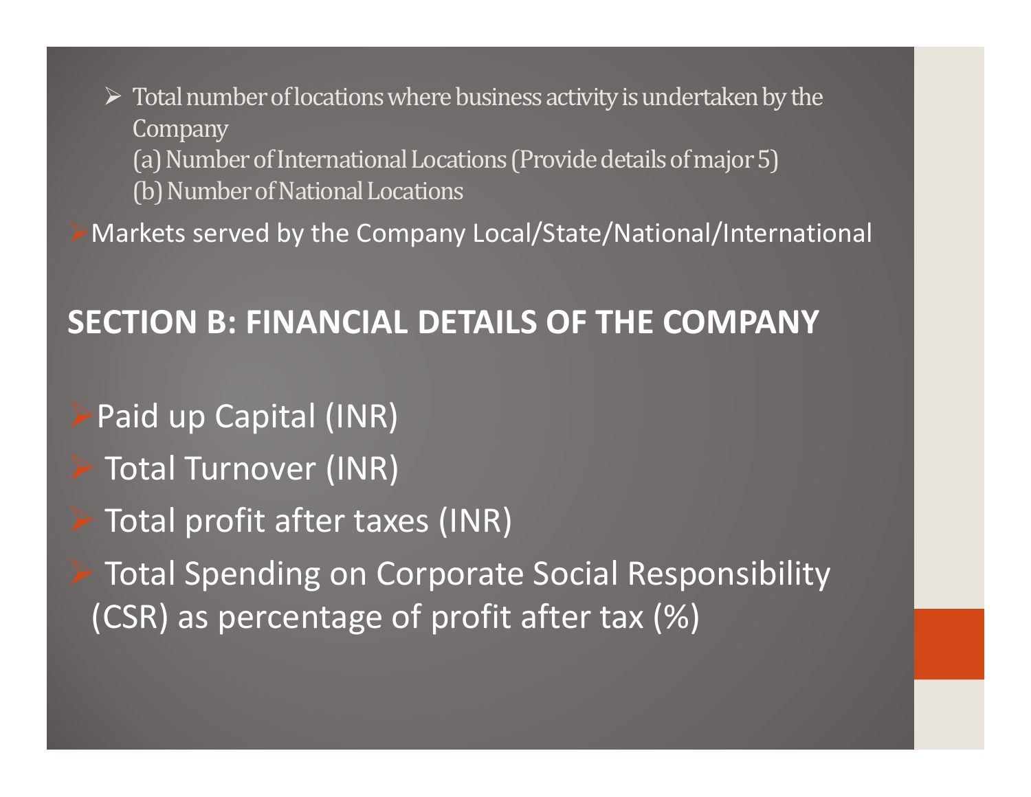- Total number of locations where business activity is undertaken by the Company
  (a) Number of International Locations (Provide details of major 5)
  (b) Number of National Locations
- Markets served by the Company Local/State/National/International

## SECTION B: FINANCIAL DETAILS OF THE COMPANY

- Paid up Capital (INR)
- Total Turnover (INR)
- Total profit after taxes (INR)
- Total Spending on Corporate Social Responsibility (CSR) as percentage of profit after tax (%)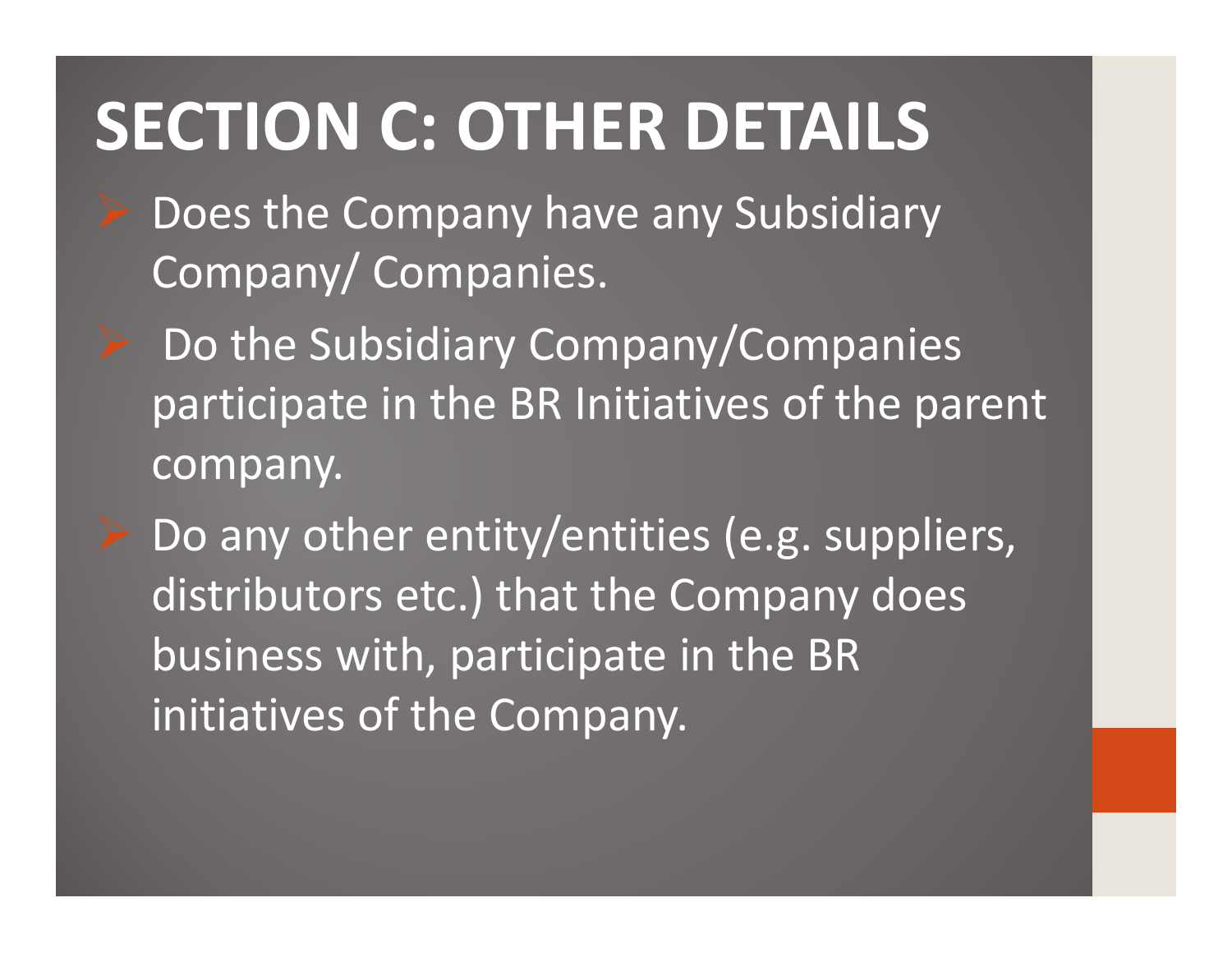# SECTION C: OTHER DETAILS

- Does the Company have any Subsidiary Company/ Companies.
- Do the Subsidiary Company/Companies participate in the BR Initiatives of the parent company.
- Do any other entity/entities (e.g. suppliers, distributors etc.) that the Company does business with, participate in the BR initiatives of the Company.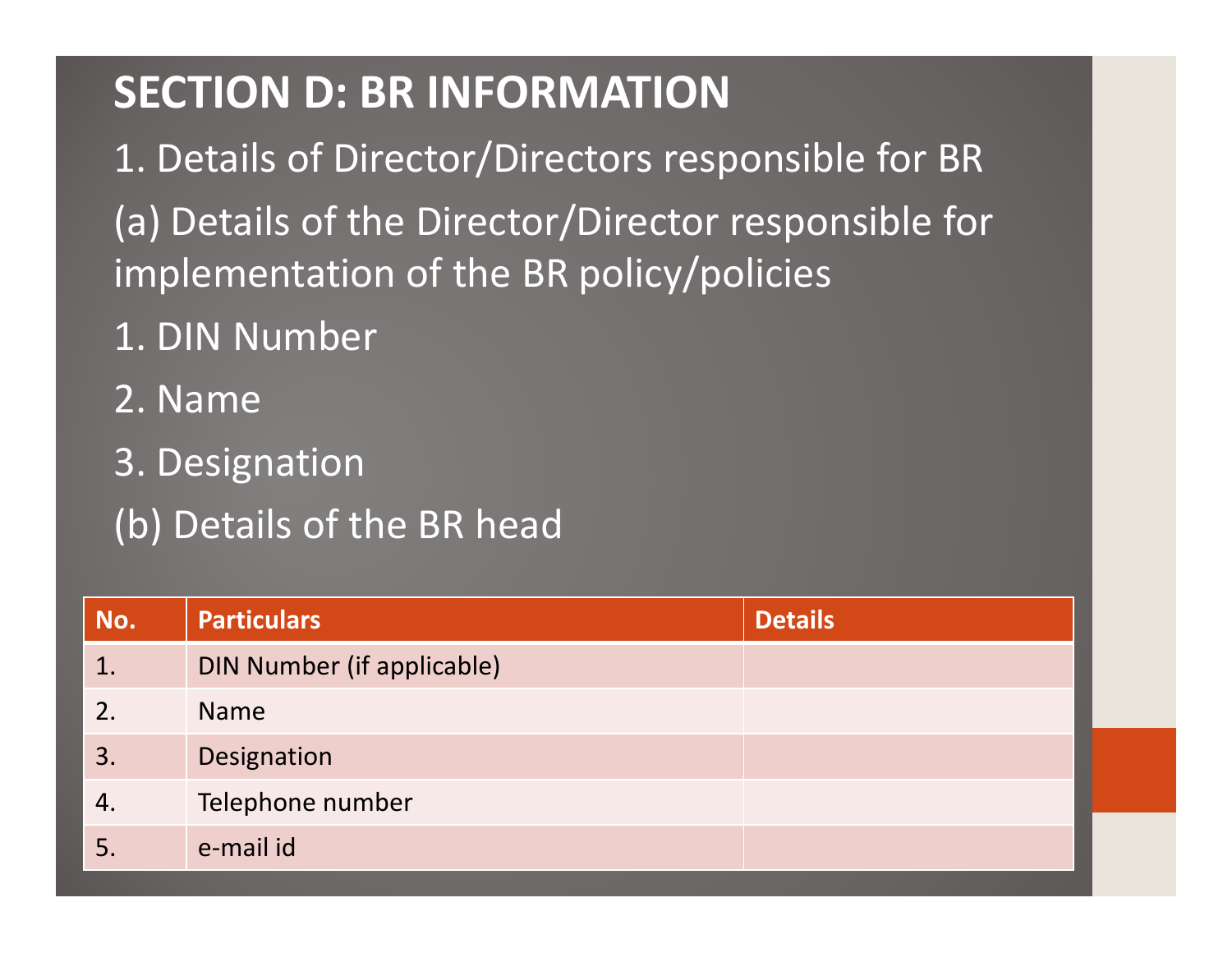# SECTION D: BR INFORMATION

1. Details of Director/Directors responsible for BR

(a) Details of the Director/Director responsible for implementation of the BR policy/policies

1. DIN Number
2. Name
3. Designation

(b) Details of the BR head

| No. | Particulars | Details |
|---|---|---|
| 1. | DIN Number (if applicable) | |
| 2. | Name | |
| 3. | Designation | |
| 4. | Telephone number | |
| 5. | e-mail id | |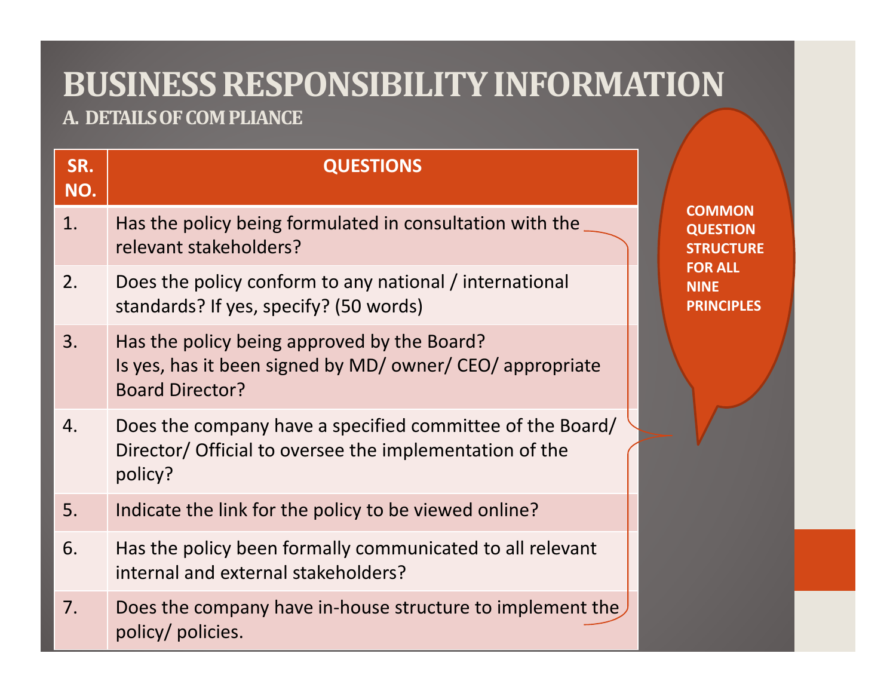# BUSINESS RESPONSIBILITY INFORMATION

## A. DETAILS OF COM PLIANCE

| SR. NO. | QUESTIONS |
|---|---|
| 1. | Has the policy being formulated in consultation with the relevant stakeholders? |
| 2. | Does the policy conform to any national / international standards? If yes, specify? (50 words) |
| 3. | Has the policy being approved by the Board? Is yes, has it been signed by MD/ owner/ CEO/ appropriate Board Director? |
| 4. | Does the company have a specified committee of the Board/ Director/ Official to oversee the implementation of the policy? |
| 5. | Indicate the link for the policy to be viewed online? |
| 6. | Has the policy been formally communicated to all relevant internal and external stakeholders? |
| 7. | Does the company have in-house structure to implement the policy/ policies. |

**COMMON QUESTION STRUCTURE FOR ALL NINE PRINCIPLES**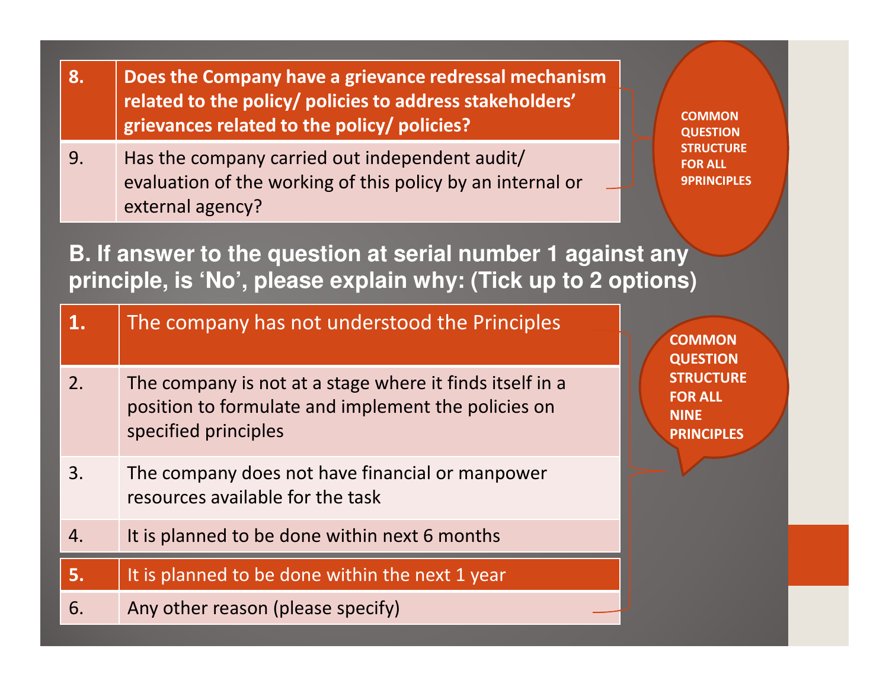| 8. | Does the Company have a grievance redressal mechanism related to the policy/ policies to address stakeholders' grievances related to the policy/ policies? |
|---|---|
| 9. | Has the company carried out independent audit/ evaluation of the working of this policy by an internal or external agency? |

COMMON QUESTION STRUCTURE FOR ALL 9PRINCIPLES

**B. If answer to the question at serial number 1 against any principle, is 'No', please explain why: (Tick up to 2 options)**

| 1. | The company has not understood the Principles |
|---|---|
| 2. | The company is not at a stage where it finds itself in a position to formulate and implement the policies on specified principles |
| 3. | The company does not have financial or manpower resources available for the task |
| 4. | It is planned to be done within next 6 months |
| 5. | It is planned to be done within the next 1 year |
| 6. | Any other reason (please specify) |

COMMON QUESTION STRUCTURE FOR ALL NINE PRINCIPLES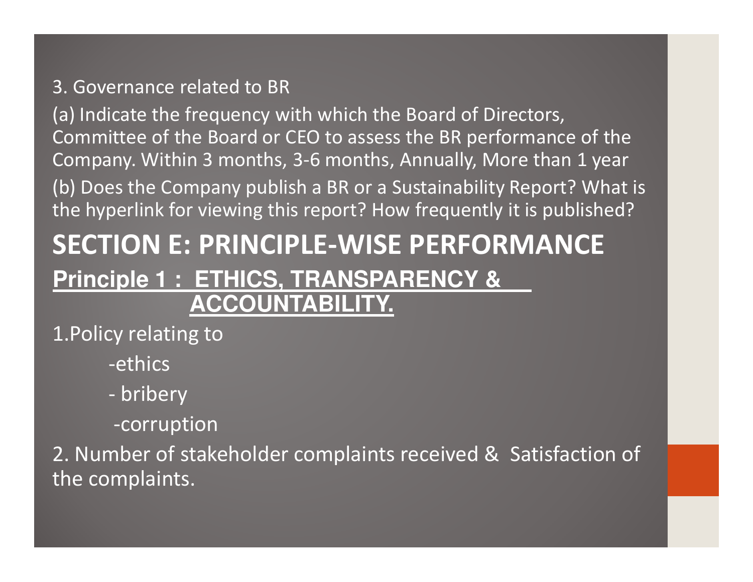3. Governance related to BR

(a) Indicate the frequency with which the Board of Directors, Committee of the Board or CEO to assess the BR performance of the Company. Within 3 months, 3-6 months, Annually, More than 1 year

(b) Does the Company publish a BR or a Sustainability Report? What is the hyperlink for viewing this report? How frequently it is published?

# SECTION E: PRINCIPLE-WISE PERFORMANCE

## Principle 1 : ETHICS, TRANSPARENCY & ACCOUNTABILITY.

1. Policy relating to
    - ethics
    - bribery
    - corruption

2. Number of stakeholder complaints received & Satisfaction of the complaints.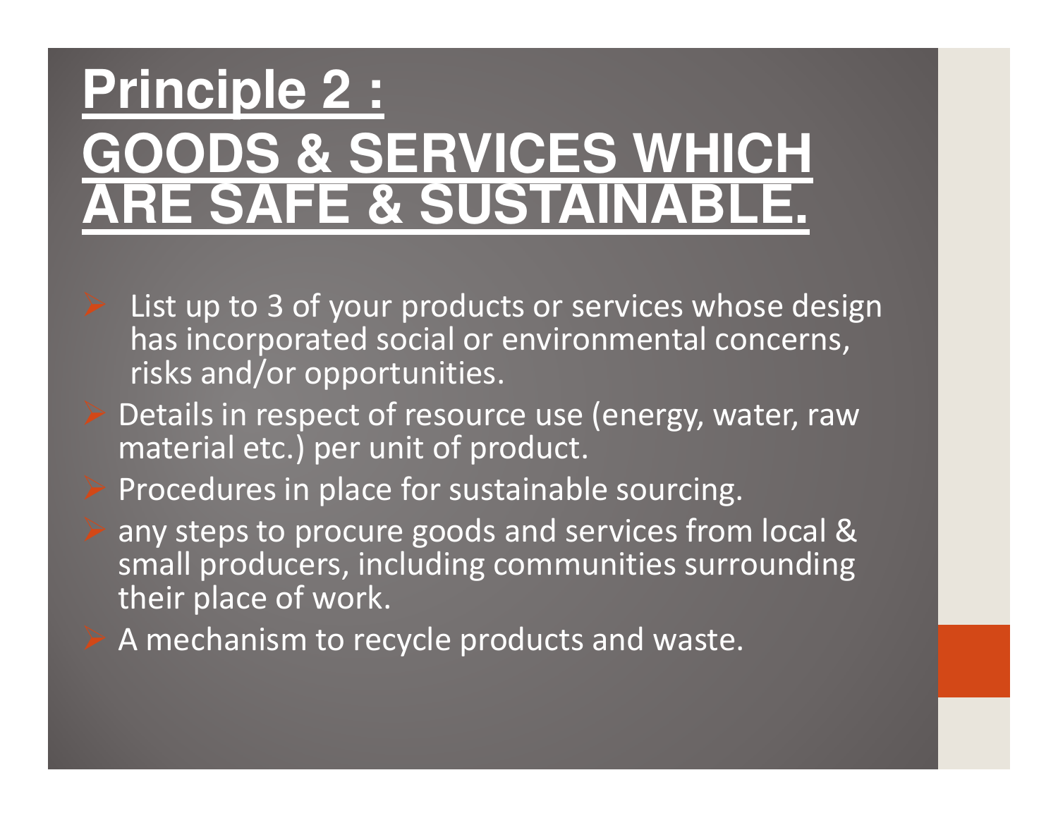# Principle 2 : GOODS & SERVICES WHICH ARE SAFE & SUSTAINABLE.

- List up to 3 of your products or services whose design has incorporated social or environmental concerns, risks and/or opportunities.
- Details in respect of resource use (energy, water, raw material etc.) per unit of product.
- Procedures in place for sustainable sourcing.
- any steps to procure goods and services from local & small producers, including communities surrounding their place of work.
- A mechanism to recycle products and waste.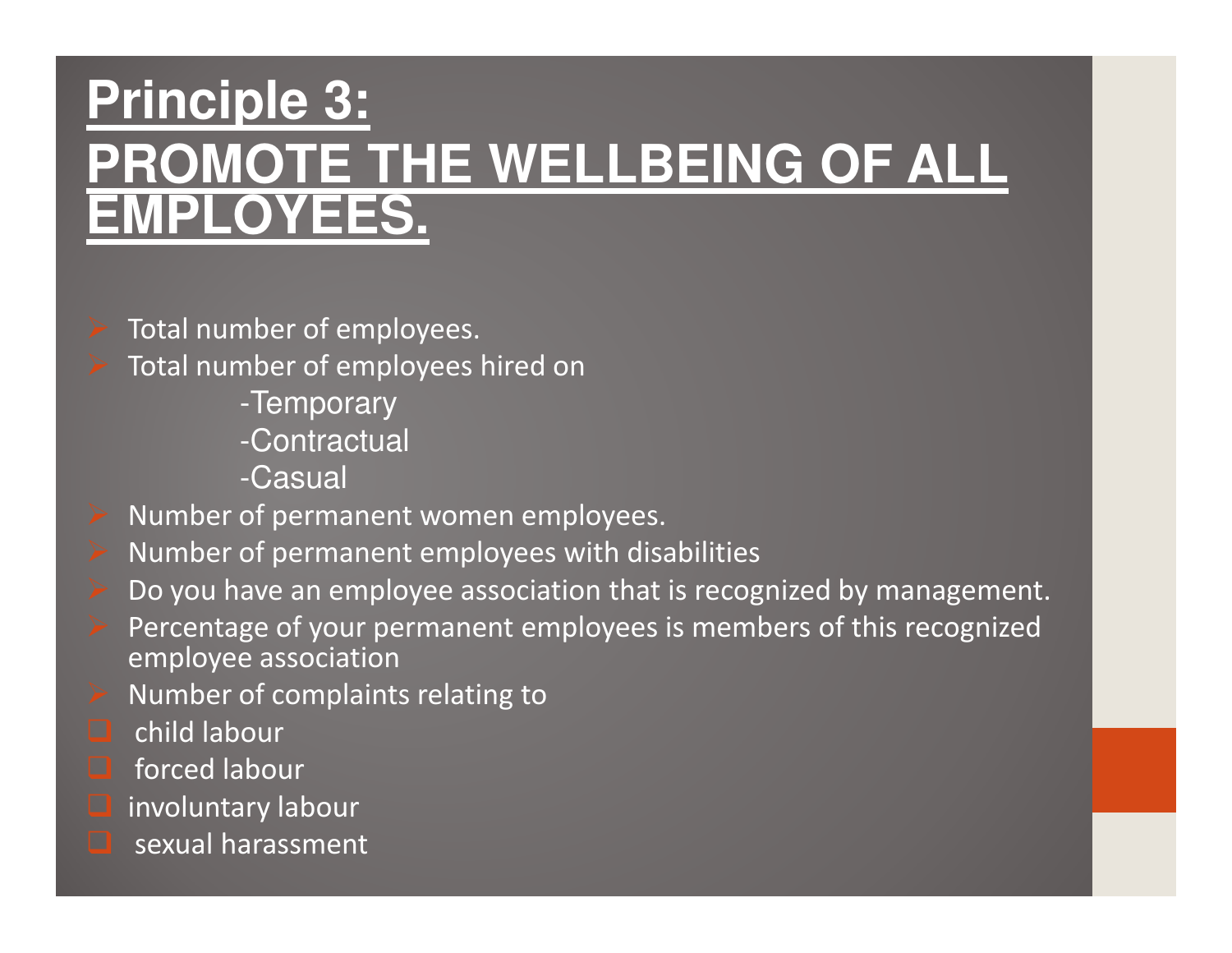# Principle 3: PROMOTE THE WELLBEING OF ALL EMPLOYEES.

- Total number of employees.
- Total number of employees hired on
  - -Temporary
  - -Contractual
  - -Casual
- Number of permanent women employees.
- Number of permanent employees with disabilities
- Do you have an employee association that is recognized by management.
- Percentage of your permanent employees is members of this recognized employee association
- Number of complaints relating to
  - child labour
  - forced labour
  - involuntary labour
  - sexual harassment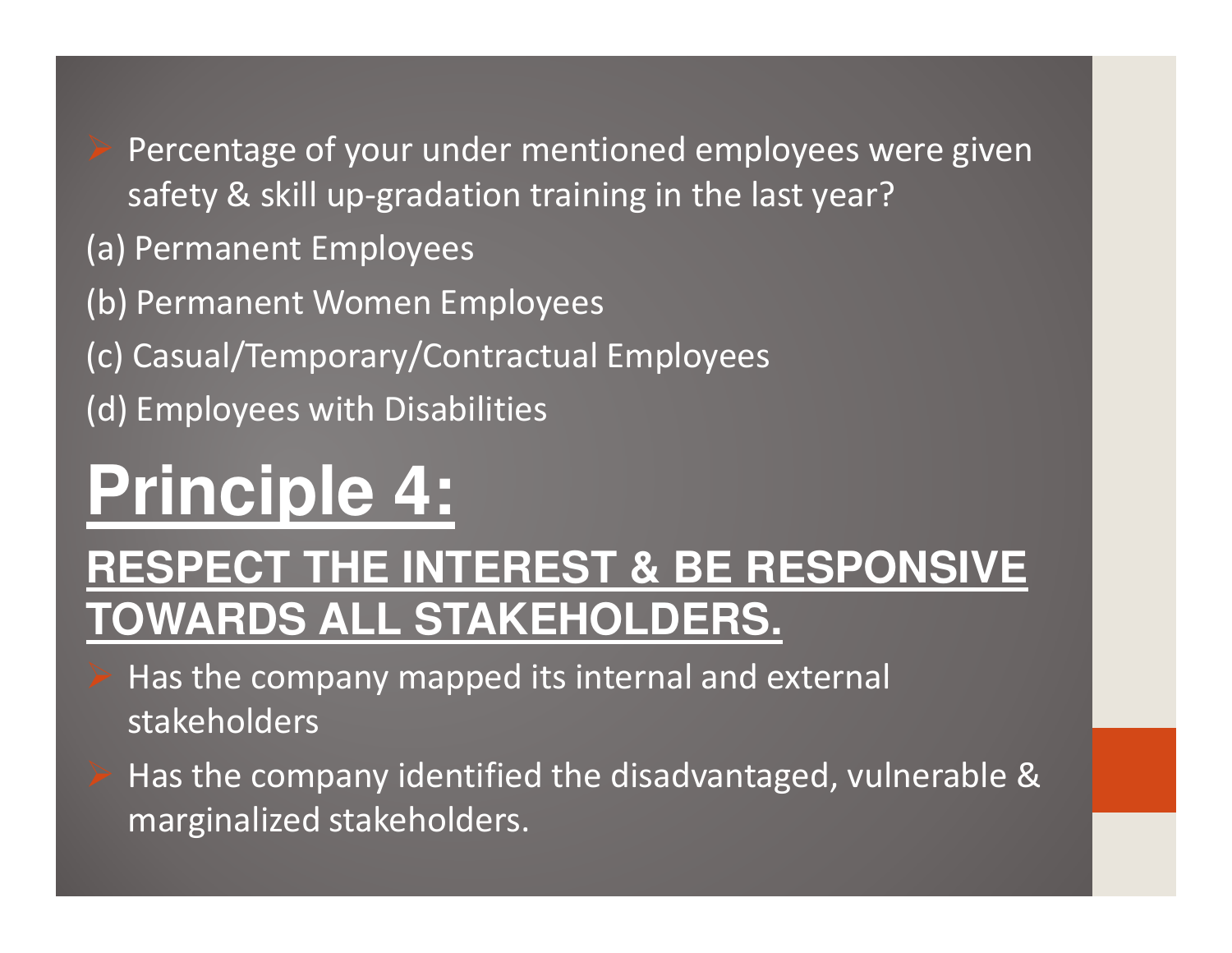- Percentage of your under mentioned employees were given safety & skill up-gradation training in the last year?

(a) Permanent Employees

(b) Permanent Women Employees

(c) Casual/Temporary/Contractual Employees

(d) Employees with Disabilities

# Principle 4:

## RESPECT THE INTEREST & BE RESPONSIVE TOWARDS ALL STAKEHOLDERS.

- Has the company mapped its internal and external stakeholders
- Has the company identified the disadvantaged, vulnerable & marginalized stakeholders.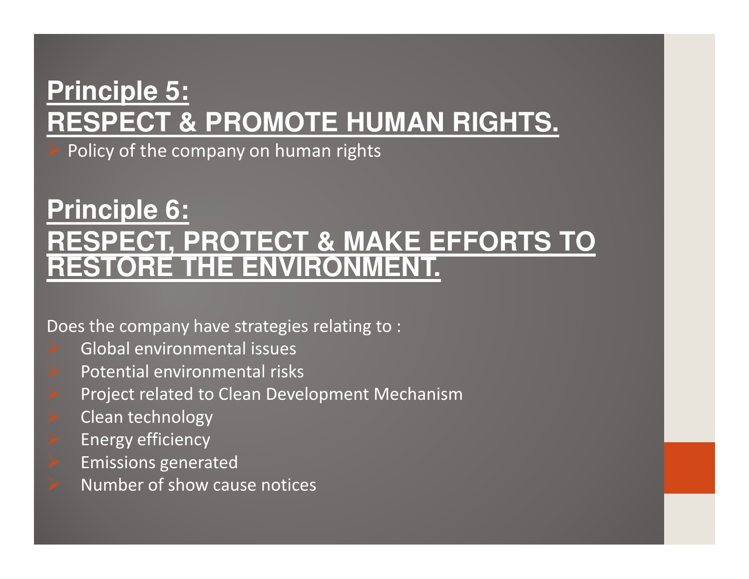## Principle 5: RESPECT & PROMOTE HUMAN RIGHTS.

- Policy of the company on human rights

## Principle 6: RESPECT, PROTECT & MAKE EFFORTS TO RESTORE THE ENVIRONMENT.

Does the company have strategies relating to :

- Global environmental issues
- Potential environmental risks
- Project related to Clean Development Mechanism
- Clean technology
- Energy efficiency
- Emissions generated
- Number of show cause notices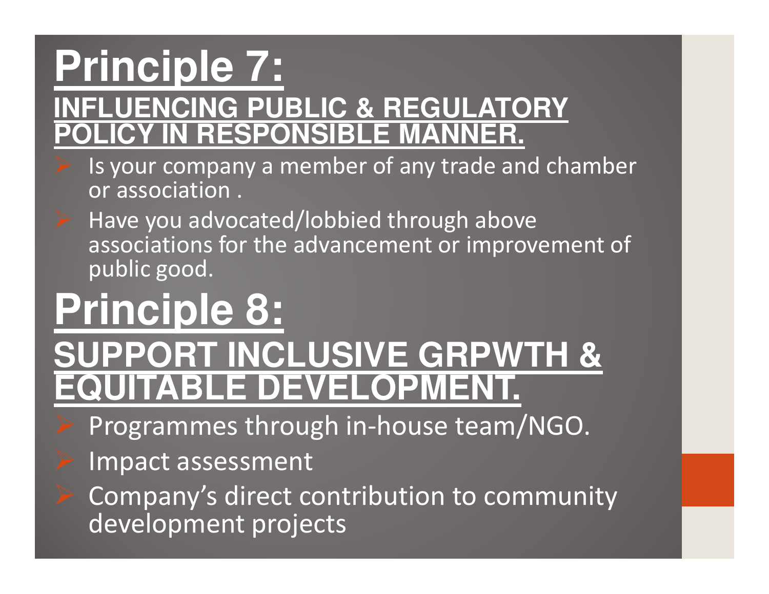# Principle 7:

## INFLUENCING PUBLIC & REGULATORY POLICY IN RESPONSIBLE MANNER.

- Is your company a member of any trade and chamber or association .
- Have you advocated/lobbied through above associations for the advancement or improvement of public good.

# Principle 8:

## SUPPORT INCLUSIVE GRPWTH & EQUITABLE DEVELOPMENT.

- Programmes through in-house team/NGO.
- Impact assessment
- Company's direct contribution to community development projects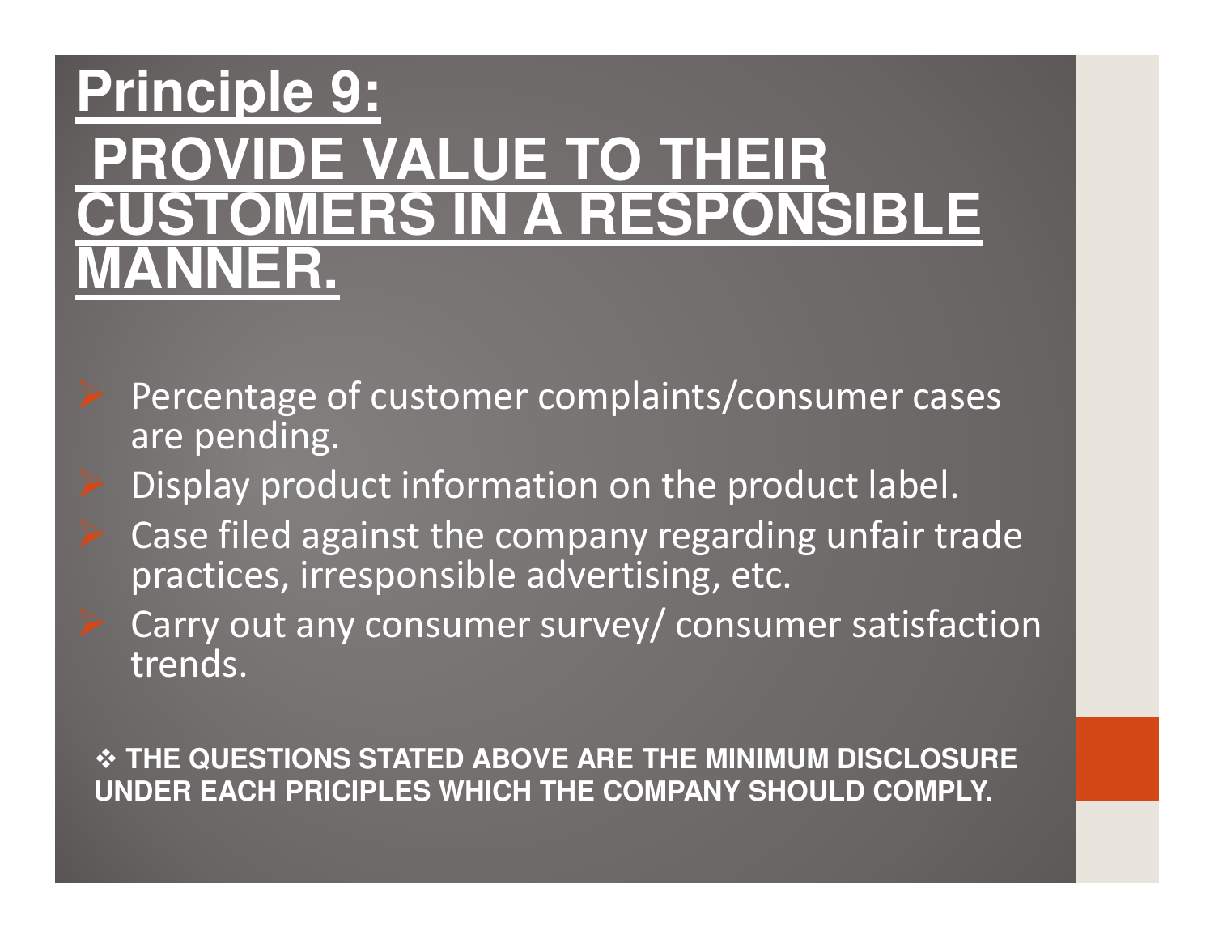# Principle 9:
## PROVIDE VALUE TO THEIR CUSTOMERS IN A RESPONSIBLE MANNER.

- Percentage of customer complaints/consumer cases are pending.
- Display product information on the product label.
- Case filed against the company regarding unfair trade practices, irresponsible advertising, etc.
- Carry out any consumer survey/ consumer satisfaction trends.

❖ **THE QUESTIONS STATED ABOVE ARE THE MINIMUM DISCLOSURE UNDER EACH PRICIPLES WHICH THE COMPANY SHOULD COMPLY.**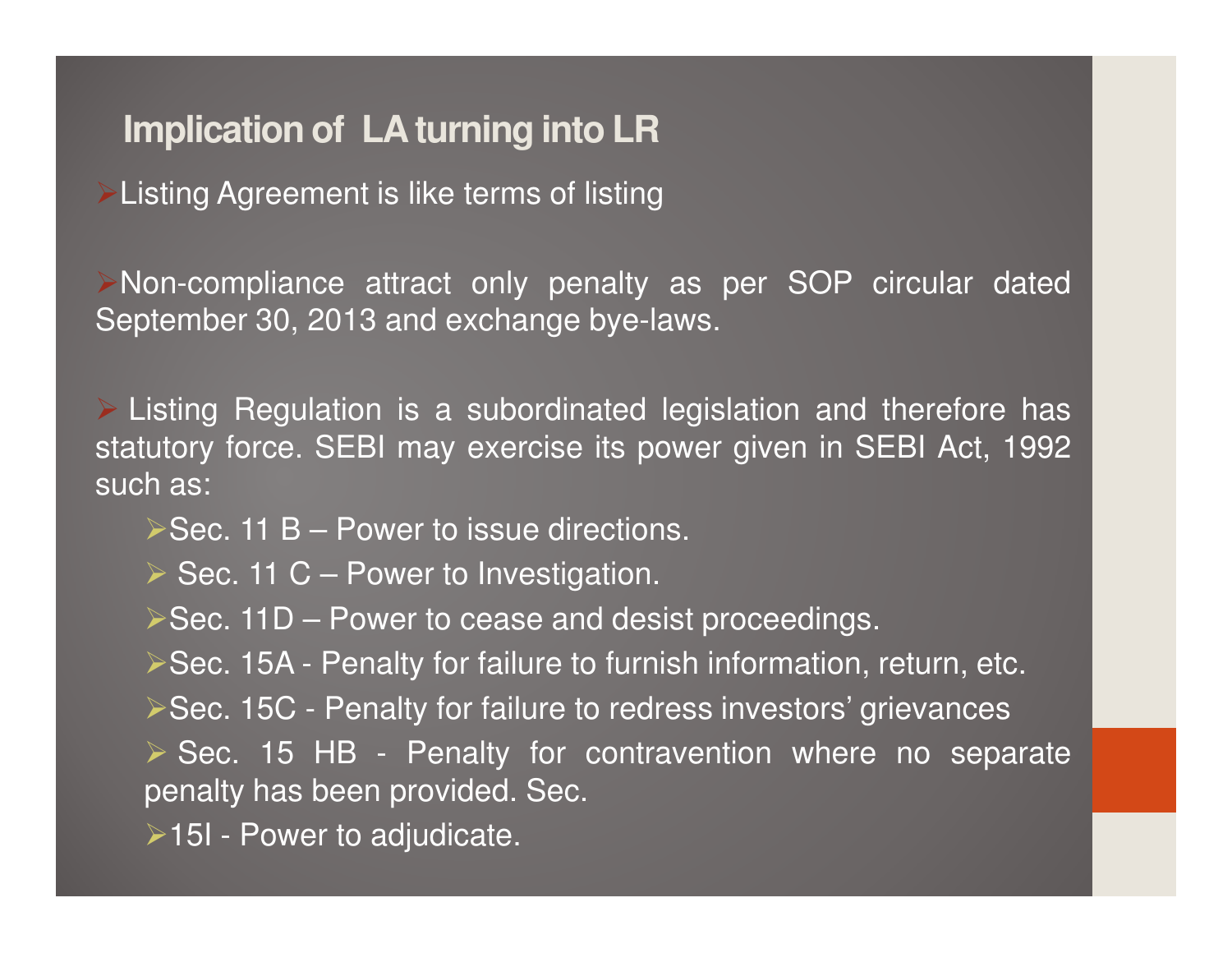## Implication of LA turning into LR

- Listing Agreement is like terms of listing

- Non-compliance attract only penalty as per SOP circular dated September 30, 2013 and exchange bye-laws.

- Listing Regulation is a subordinated legislation and therefore has statutory force. SEBI may exercise its power given in SEBI Act, 1992 such as:
  - Sec. 11 B – Power to issue directions.
  - Sec. 11 C – Power to Investigation.
  - Sec. 11D – Power to cease and desist proceedings.
  - Sec. 15A - Penalty for failure to furnish information, return, etc.
  - Sec. 15C - Penalty for failure to redress investors' grievances
  - Sec. 15 HB - Penalty for contravention where no separate penalty has been provided. Sec.
  - 15I - Power to adjudicate.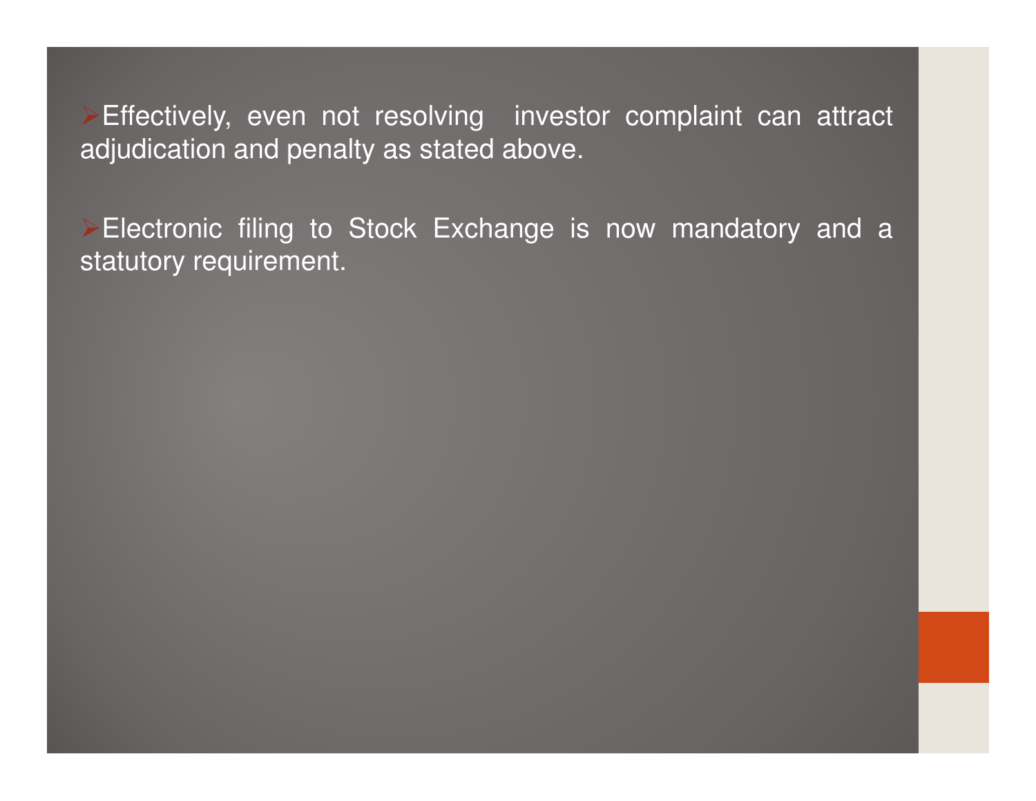- Effectively, even not resolving investor complaint can attract adjudication and penalty as stated above.

- Electronic filing to Stock Exchange is now mandatory and a statutory requirement.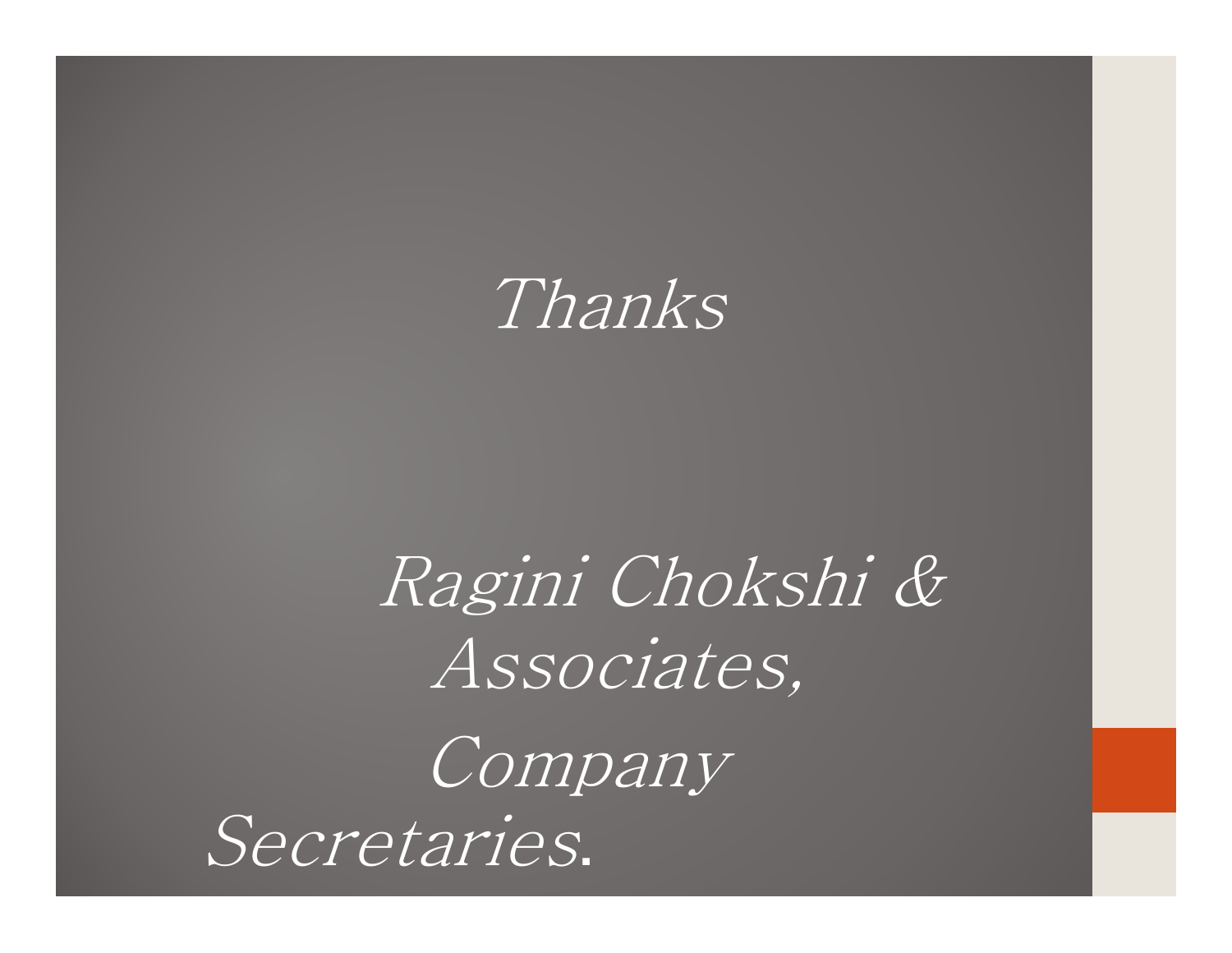# *Thanks*

*Ragini Chokshi & Associates,*

*Company Secretaries.*